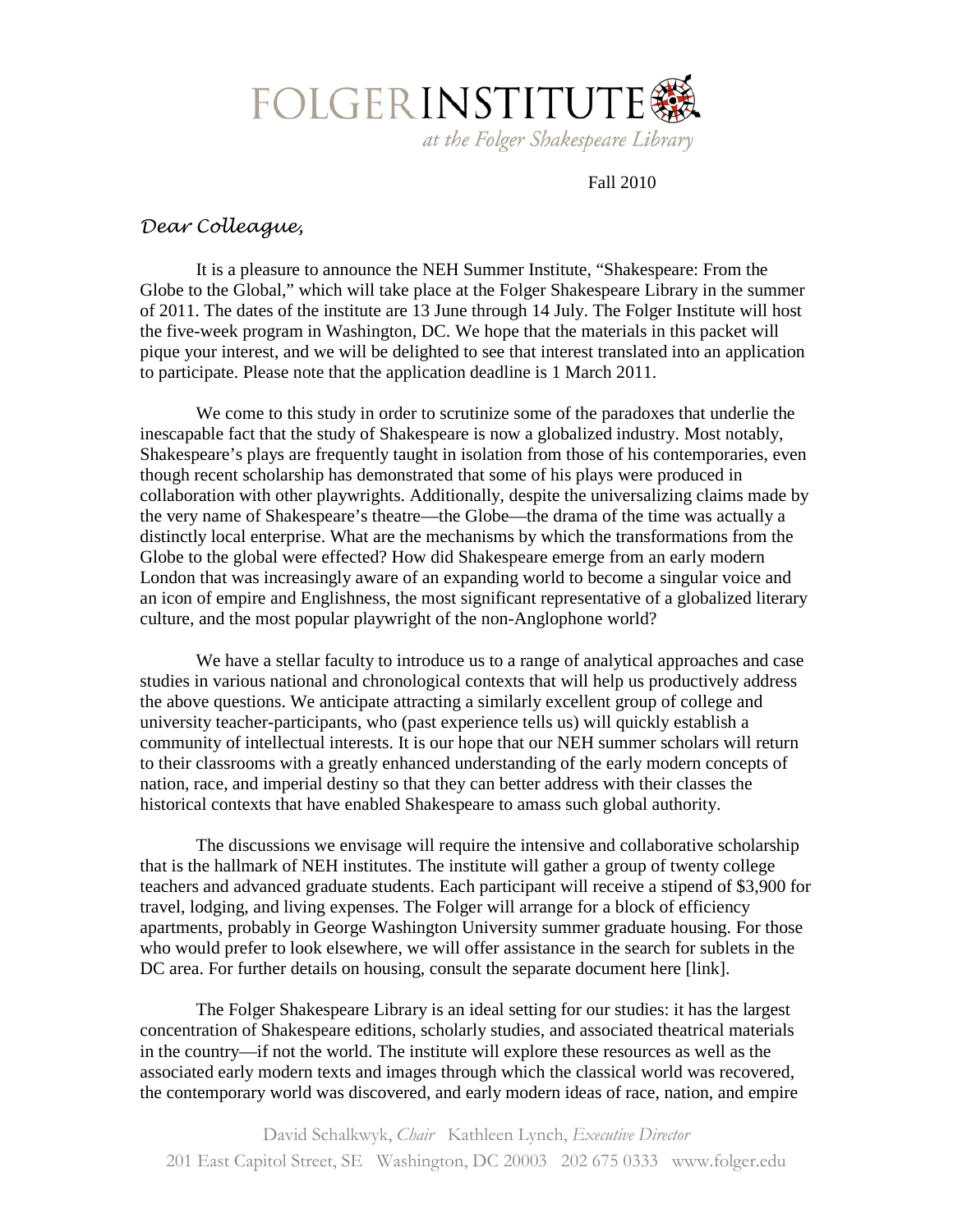# FOLGER INSTITUTE

*at the Folger Shakespeare Library*

Fall 2010

*Dear Colleague,*

It is a pleasure to announce the NEH Summer Institute, "Shakespeare: From the Globe to the Global," which will take place at the Folger Shakespeare Library in the summer of 2011. The dates of the institute are 13 June through 14 July. The Folger Institute will host the five-week program in Washington, DC. We hope that the materials in this packet will pique your interest, and we will be delighted to see that interest translated into an application to participate. Please note that the application deadline is 1 March 2011.

We come to this study in order to scrutinize some of the paradoxes that underlie the inescapable fact that the study of Shakespeare is now a globalized industry. Most notably, Shakespeare's plays are frequently taught in isolation from those of his contemporaries, even though recent scholarship has demonstrated that some of his plays were produced in collaboration with other playwrights. Additionally, despite the universalizing claims made by the very name of Shakespeare's theatre—the Globe—the drama of the time was actually a distinctly local enterprise. What are the mechanisms by which the transformations from the Globe to the global were effected? How did Shakespeare emerge from an early modern London that was increasingly aware of an expanding world to become a singular voice and an icon of empire and Englishness, the most significant representative of a globalized literary culture, and the most popular playwright of the non-Anglophone world?

We have a stellar faculty to introduce us to a range of analytical approaches and case studies in various national and chronological contexts that will help us productively address the above questions. We anticipate attracting a similarly excellent group of college and university teacher-participants, who (past experience tells us) will quickly establish a community of intellectual interests. It is our hope that our NEH summer scholars will return to their classrooms with a greatly enhanced understanding of the early modern concepts of nation, race, and imperial destiny so that they can better address with their classes the historical contexts that have enabled Shakespeare to amass such global authority.

The discussions we envisage will require the intensive and collaborative scholarship that is the hallmark of NEH institutes. The institute will gather a group of twenty college teachers and advanced graduate students. Each participant will receive a stipend of $3,900 for travel, lodging, and living expenses. The Folger will arrange for a block of efficiency apartments, probably in George Washington University summer graduate housing. For those who would prefer to look elsewhere, we will offer assistance in the search for sublets in the DC area. For further details on housing, consult the separate document here [link].

The Folger Shakespeare Library is an ideal setting for our studies: it has the largest concentration of Shakespeare editions, scholarly studies, and associated theatrical materials in the country—if not the world. The institute will explore these resources as well as the associated early modern texts and images through which the classical world was recovered, the contemporary world was discovered, and early modern ideas of race, nation, and empire

David Schalkwyk, *Chair* Kathleen Lynch, *Executive Director*
201 East Capitol Street, SE Washington, DC 20003 202 675 0333 www.folger.edu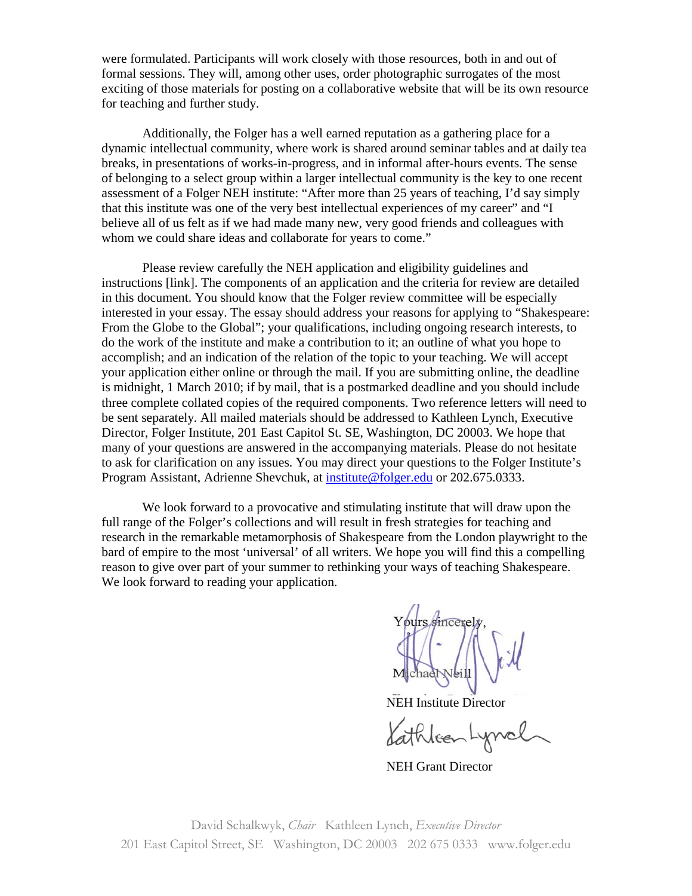were formulated. Participants will work closely with those resources, both in and out of formal sessions. They will, among other uses, order photographic surrogates of the most exciting of those materials for posting on a collaborative website that will be its own resource for teaching and further study.

Additionally, the Folger has a well earned reputation as a gathering place for a dynamic intellectual community, where work is shared around seminar tables and at daily tea breaks, in presentations of works-in-progress, and in informal after-hours events. The sense of belonging to a select group within a larger intellectual community is the key to one recent assessment of a Folger NEH institute: "After more than 25 years of teaching, I'd say simply that this institute was one of the very best intellectual experiences of my career" and "I believe all of us felt as if we had made many new, very good friends and colleagues with whom we could share ideas and collaborate for years to come."

Please review carefully the NEH application and eligibility guidelines and instructions [link]. The components of an application and the criteria for review are detailed in this document. You should know that the Folger review committee will be especially interested in your essay. The essay should address your reasons for applying to "Shakespeare: From the Globe to the Global"; your qualifications, including ongoing research interests, to do the work of the institute and make a contribution to it; an outline of what you hope to accomplish; and an indication of the relation of the topic to your teaching. We will accept your application either online or through the mail. If you are submitting online, the deadline is midnight, 1 March 2010; if by mail, that is a postmarked deadline and you should include three complete collated copies of the required components. Two reference letters will need to be sent separately. All mailed materials should be addressed to Kathleen Lynch, Executive Director, Folger Institute, 201 East Capitol St. SE, Washington, DC 20003. We hope that many of your questions are answered in the accompanying materials. Please do not hesitate to ask for clarification on any issues. You may direct your questions to the Folger Institute's Program Assistant, Adrienne Shevchuk, at institute@folger.edu or 202.675.0333.

We look forward to a provocative and stimulating institute that will draw upon the full range of the Folger's collections and will result in fresh strategies for teaching and research in the remarkable metamorphosis of Shakespeare from the London playwright to the bard of empire to the most 'universal' of all writers. We hope you will find this a compelling reason to give over part of your summer to rethinking your ways of teaching Shakespeare. We look forward to reading your application.

Yours sincerely,

Michael Neill
NEH Institute Director

Kathleen Lynch
NEH Grant Director

David Schalkwyk, *Chair* Kathleen Lynch, *Executive Director*
201 East Capitol Street, SE Washington, DC 20003 202 675 0333 www.folger.edu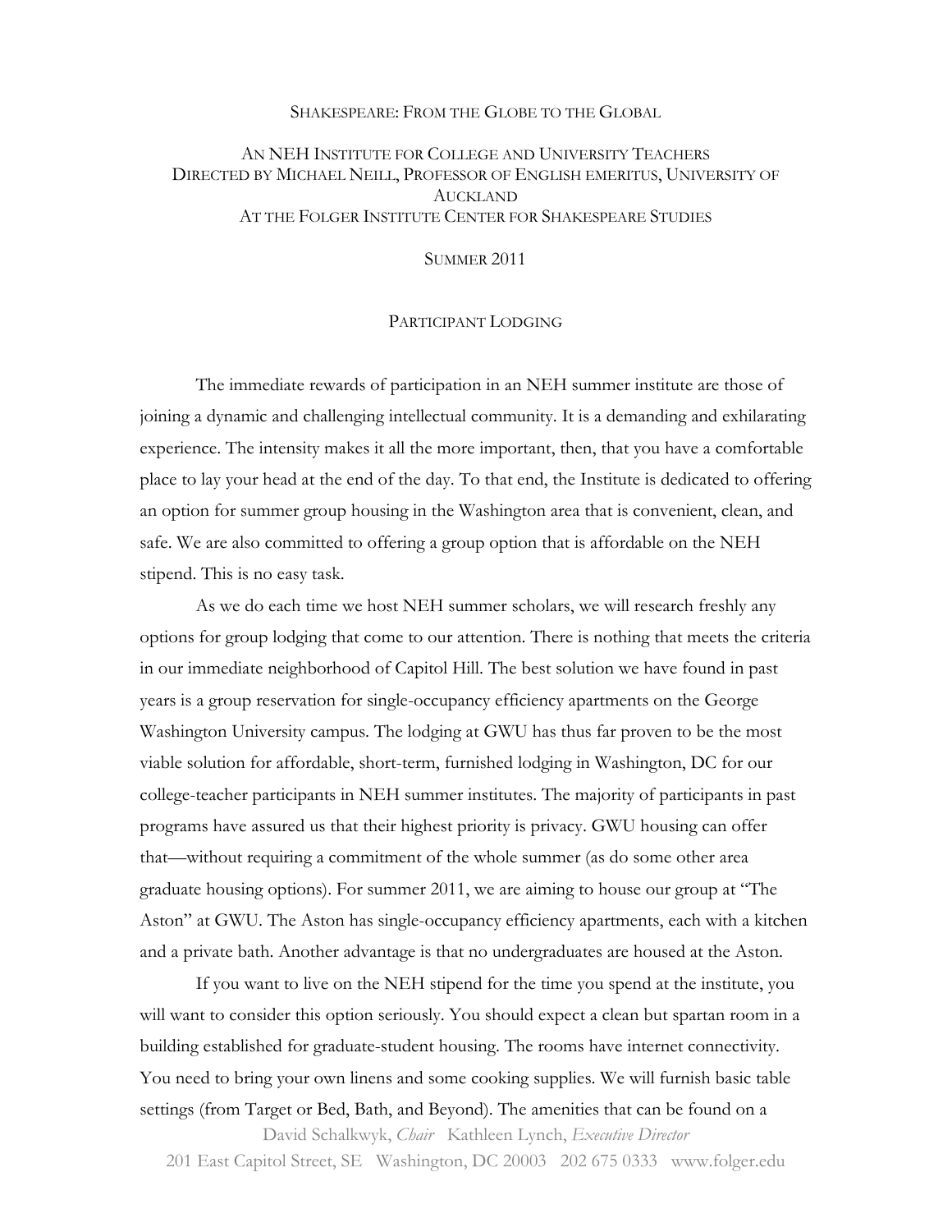SHAKESPEARE: FROM THE GLOBE TO THE GLOBAL

AN NEH INSTITUTE FOR COLLEGE AND UNIVERSITY TEACHERS
DIRECTED BY MICHAEL NEILL, PROFESSOR OF ENGLISH EMERITUS, UNIVERSITY OF AUCKLAND
AT THE FOLGER INSTITUTE CENTER FOR SHAKESPEARE STUDIES

SUMMER 2011

## PARTICIPANT LODGING

The immediate rewards of participation in an NEH summer institute are those of joining a dynamic and challenging intellectual community. It is a demanding and exhilarating experience. The intensity makes it all the more important, then, that you have a comfortable place to lay your head at the end of the day. To that end, the Institute is dedicated to offering an option for summer group housing in the Washington area that is convenient, clean, and safe. We are also committed to offering a group option that is affordable on the NEH stipend. This is no easy task.

As we do each time we host NEH summer scholars, we will research freshly any options for group lodging that come to our attention. There is nothing that meets the criteria in our immediate neighborhood of Capitol Hill. The best solution we have found in past years is a group reservation for single-occupancy efficiency apartments on the George Washington University campus. The lodging at GWU has thus far proven to be the most viable solution for affordable, short-term, furnished lodging in Washington, DC for our college-teacher participants in NEH summer institutes. The majority of participants in past programs have assured us that their highest priority is privacy. GWU housing can offer that—without requiring a commitment of the whole summer (as do some other area graduate housing options). For summer 2011, we are aiming to house our group at "The Aston" at GWU. The Aston has single-occupancy efficiency apartments, each with a kitchen and a private bath. Another advantage is that no undergraduates are housed at the Aston.

If you want to live on the NEH stipend for the time you spend at the institute, you will want to consider this option seriously. You should expect a clean but spartan room in a building established for graduate-student housing. The rooms have internet connectivity. You need to bring your own linens and some cooking supplies. We will furnish basic table settings (from Target or Bed, Bath, and Beyond). The amenities that can be found on a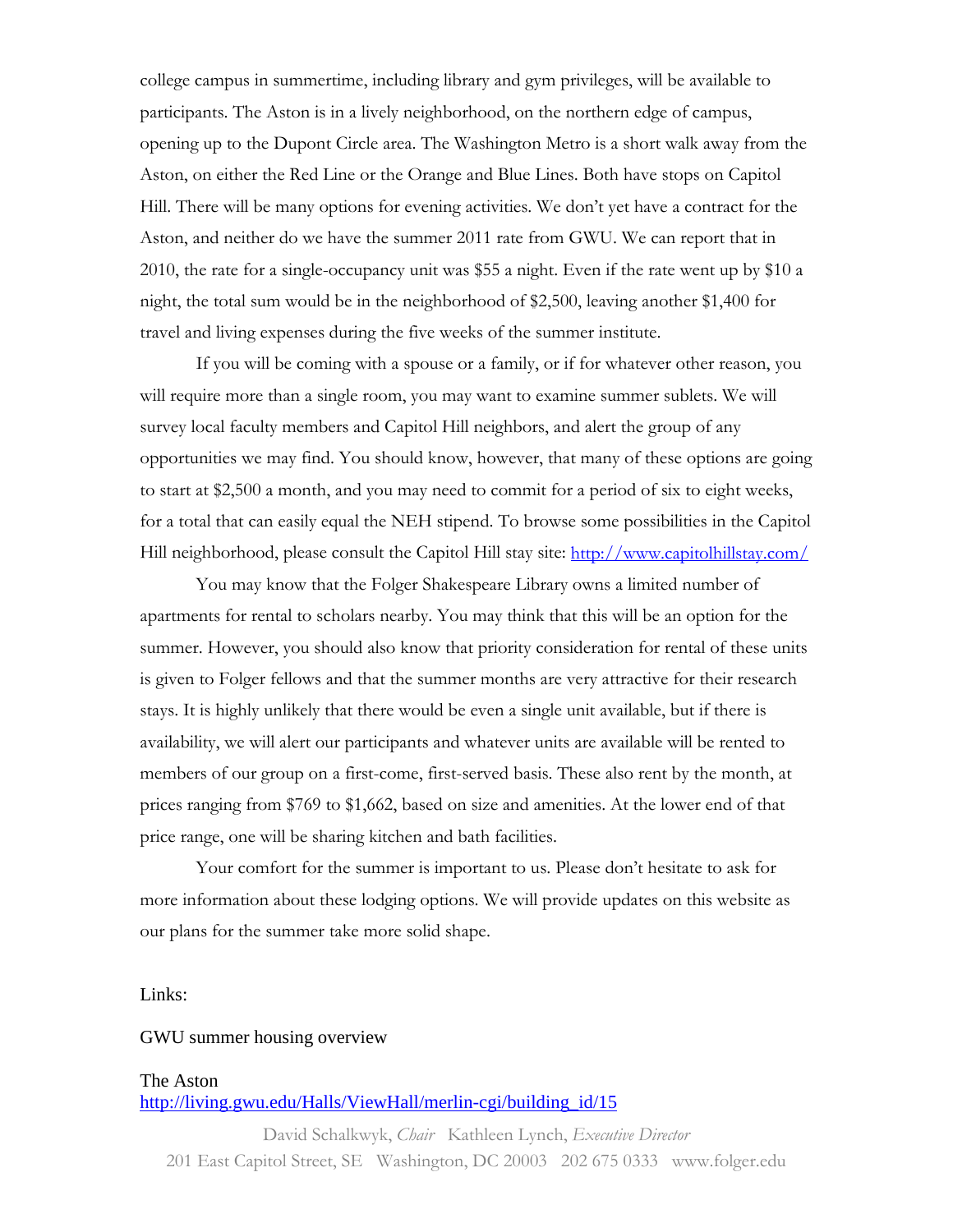college campus in summertime, including library and gym privileges, will be available to participants. The Aston is in a lively neighborhood, on the northern edge of campus, opening up to the Dupont Circle area. The Washington Metro is a short walk away from the Aston, on either the Red Line or the Orange and Blue Lines. Both have stops on Capitol Hill. There will be many options for evening activities. We don't yet have a contract for the Aston, and neither do we have the summer 2011 rate from GWU. We can report that in 2010, the rate for a single-occupancy unit was $55 a night. Even if the rate went up by $10 a night, the total sum would be in the neighborhood of $2,500, leaving another $1,400 for travel and living expenses during the five weeks of the summer institute.

If you will be coming with a spouse or a family, or if for whatever other reason, you will require more than a single room, you may want to examine summer sublets. We will survey local faculty members and Capitol Hill neighbors, and alert the group of any opportunities we may find. You should know, however, that many of these options are going to start at $2,500 a month, and you may need to commit for a period of six to eight weeks, for a total that can easily equal the NEH stipend. To browse some possibilities in the Capitol Hill neighborhood, please consult the Capitol Hill stay site: http://www.capitolhillstay.com/

You may know that the Folger Shakespeare Library owns a limited number of apartments for rental to scholars nearby. You may think that this will be an option for the summer. However, you should also know that priority consideration for rental of these units is given to Folger fellows and that the summer months are very attractive for their research stays. It is highly unlikely that there would be even a single unit available, but if there is availability, we will alert our participants and whatever units are available will be rented to members of our group on a first-come, first-served basis. These also rent by the month, at prices ranging from $769 to $1,662, based on size and amenities. At the lower end of that price range, one will be sharing kitchen and bath facilities.

Your comfort for the summer is important to us. Please don't hesitate to ask for more information about these lodging options. We will provide updates on this website as our plans for the summer take more solid shape.

Links:

GWU summer housing overview

The Aston
http://living.gwu.edu/Halls/ViewHall/merlin-cgi/building_id/15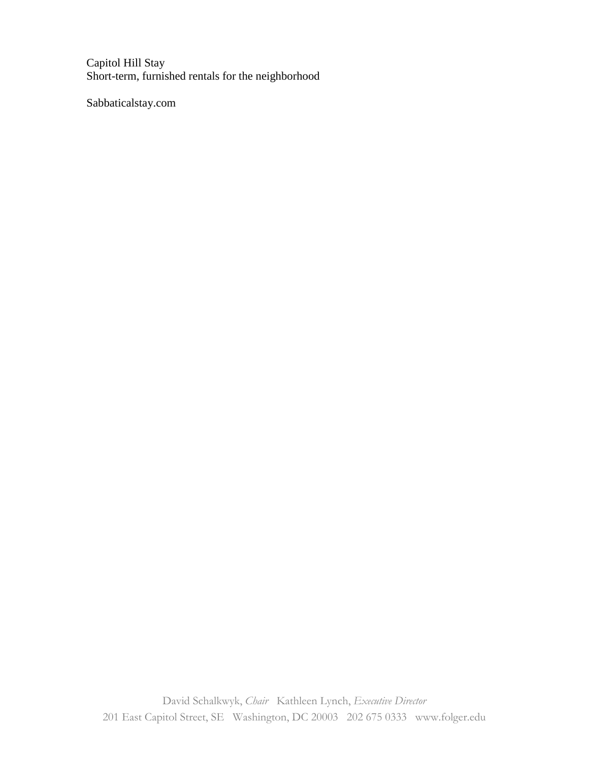Capitol Hill Stay
Short-term, furnished rentals for the neighborhood

Sabbaticalstay.com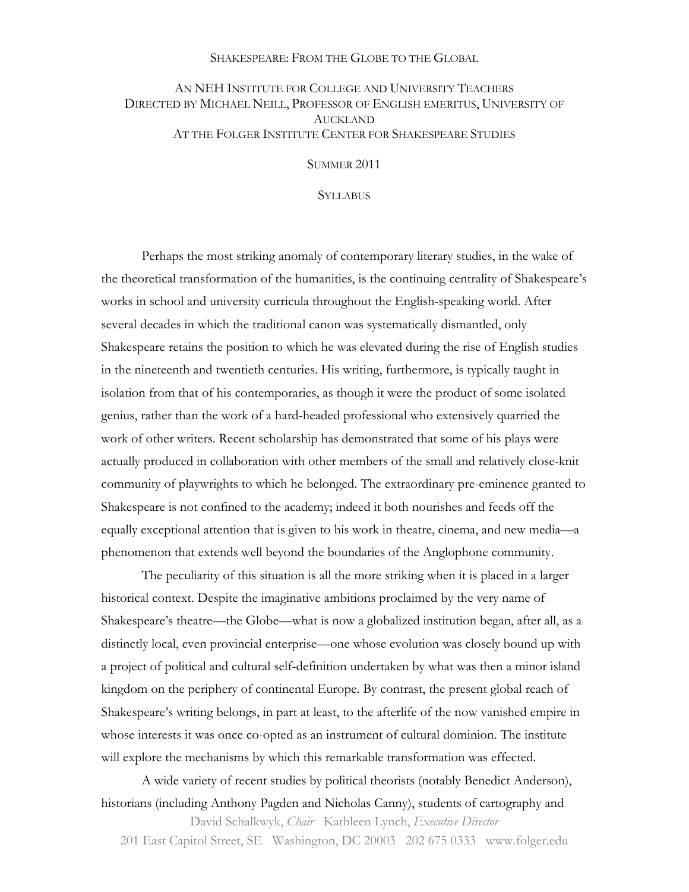Shakespeare: From the Globe to the Global

An NEH Institute for College and University Teachers
Directed by Michael Neill, Professor of English emeritus, University of Auckland
At the Folger Institute Center for Shakespeare Studies

Summer 2011

Syllabus

Perhaps the most striking anomaly of contemporary literary studies, in the wake of the theoretical transformation of the humanities, is the continuing centrality of Shakespeare's works in school and university curricula throughout the English-speaking world. After several decades in which the traditional canon was systematically dismantled, only Shakespeare retains the position to which he was elevated during the rise of English studies in the nineteenth and twentieth centuries. His writing, furthermore, is typically taught in isolation from that of his contemporaries, as though it were the product of some isolated genius, rather than the work of a hard-headed professional who extensively quarried the work of other writers. Recent scholarship has demonstrated that some of his plays were actually produced in collaboration with other members of the small and relatively close-knit community of playwrights to which he belonged. The extraordinary pre-eminence granted to Shakespeare is not confined to the academy; indeed it both nourishes and feeds off the equally exceptional attention that is given to his work in theatre, cinema, and new media—a phenomenon that extends well beyond the boundaries of the Anglophone community.

The peculiarity of this situation is all the more striking when it is placed in a larger historical context. Despite the imaginative ambitions proclaimed by the very name of Shakespeare's theatre—the Globe—what is now a globalized institution began, after all, as a distinctly local, even provincial enterprise—one whose evolution was closely bound up with a project of political and cultural self-definition undertaken by what was then a minor island kingdom on the periphery of continental Europe. By contrast, the present global reach of Shakespeare's writing belongs, in part at least, to the afterlife of the now vanished empire in whose interests it was once co-opted as an instrument of cultural dominion. The institute will explore the mechanisms by which this remarkable transformation was effected.

A wide variety of recent studies by political theorists (notably Benedict Anderson), historians (including Anthony Pagden and Nicholas Canny), students of cartography and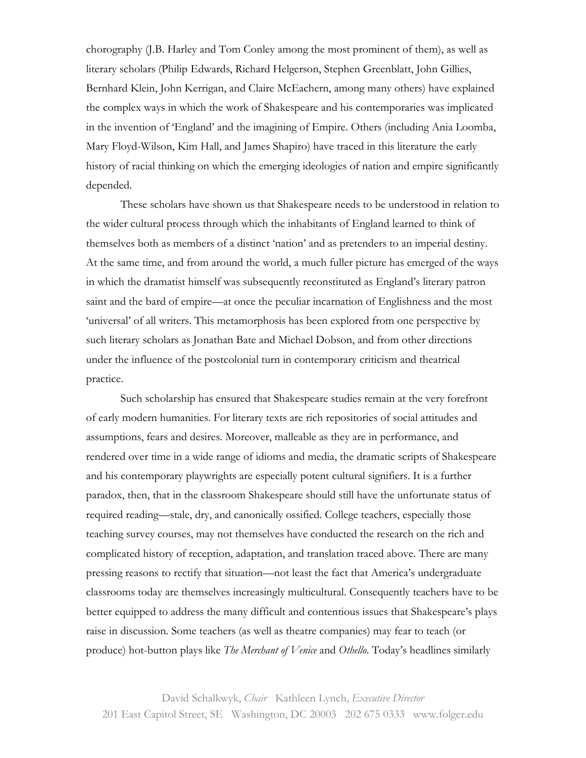chorography (J.B. Harley and Tom Conley among the most prominent of them), as well as literary scholars (Philip Edwards, Richard Helgerson, Stephen Greenblatt, John Gillies, Bernhard Klein, John Kerrigan, and Claire McEachern, among many others) have explained the complex ways in which the work of Shakespeare and his contemporaries was implicated in the invention of 'England' and the imagining of Empire. Others (including Ania Loomba, Mary Floyd-Wilson, Kim Hall, and James Shapiro) have traced in this literature the early history of racial thinking on which the emerging ideologies of nation and empire significantly depended.

These scholars have shown us that Shakespeare needs to be understood in relation to the wider cultural process through which the inhabitants of England learned to think of themselves both as members of a distinct 'nation' and as pretenders to an imperial destiny. At the same time, and from around the world, a much fuller picture has emerged of the ways in which the dramatist himself was subsequently reconstituted as England's literary patron saint and the bard of empire—at once the peculiar incarnation of Englishness and the most 'universal' of all writers. This metamorphosis has been explored from one perspective by such literary scholars as Jonathan Bate and Michael Dobson, and from other directions under the influence of the postcolonial turn in contemporary criticism and theatrical practice.

Such scholarship has ensured that Shakespeare studies remain at the very forefront of early modern humanities. For literary texts are rich repositories of social attitudes and assumptions, fears and desires. Moreover, malleable as they are in performance, and rendered over time in a wide range of idioms and media, the dramatic scripts of Shakespeare and his contemporary playwrights are especially potent cultural signifiers. It is a further paradox, then, that in the classroom Shakespeare should still have the unfortunate status of required reading—stale, dry, and canonically ossified. College teachers, especially those teaching survey courses, may not themselves have conducted the research on the rich and complicated history of reception, adaptation, and translation traced above. There are many pressing reasons to rectify that situation—not least the fact that America's undergraduate classrooms today are themselves increasingly multicultural. Consequently teachers have to be better equipped to address the many difficult and contentious issues that Shakespeare's plays raise in discussion. Some teachers (as well as theatre companies) may fear to teach (or produce) hot-button plays like *The Merchant of Venice* and *Othello*. Today's headlines similarly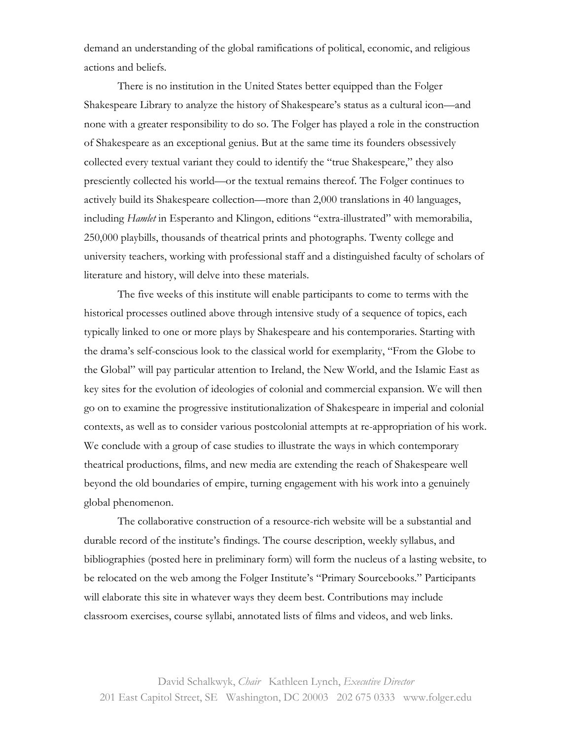demand an understanding of the global ramifications of political, economic, and religious actions and beliefs.

There is no institution in the United States better equipped than the Folger Shakespeare Library to analyze the history of Shakespeare's status as a cultural icon—and none with a greater responsibility to do so. The Folger has played a role in the construction of Shakespeare as an exceptional genius. But at the same time its founders obsessively collected every textual variant they could to identify the "true Shakespeare," they also presciently collected his world—or the textual remains thereof. The Folger continues to actively build its Shakespeare collection—more than 2,000 translations in 40 languages, including *Hamlet* in Esperanto and Klingon, editions "extra-illustrated" with memorabilia, 250,000 playbills, thousands of theatrical prints and photographs. Twenty college and university teachers, working with professional staff and a distinguished faculty of scholars of literature and history, will delve into these materials.

The five weeks of this institute will enable participants to come to terms with the historical processes outlined above through intensive study of a sequence of topics, each typically linked to one or more plays by Shakespeare and his contemporaries. Starting with the drama's self-conscious look to the classical world for exemplarity, "From the Globe to the Global" will pay particular attention to Ireland, the New World, and the Islamic East as key sites for the evolution of ideologies of colonial and commercial expansion. We will then go on to examine the progressive institutionalization of Shakespeare in imperial and colonial contexts, as well as to consider various postcolonial attempts at re-appropriation of his work. We conclude with a group of case studies to illustrate the ways in which contemporary theatrical productions, films, and new media are extending the reach of Shakespeare well beyond the old boundaries of empire, turning engagement with his work into a genuinely global phenomenon.

The collaborative construction of a resource-rich website will be a substantial and durable record of the institute's findings. The course description, weekly syllabus, and bibliographies (posted here in preliminary form) will form the nucleus of a lasting website, to be relocated on the web among the Folger Institute's "Primary Sourcebooks." Participants will elaborate this site in whatever ways they deem best. Contributions may include classroom exercises, course syllabi, annotated lists of films and videos, and web links.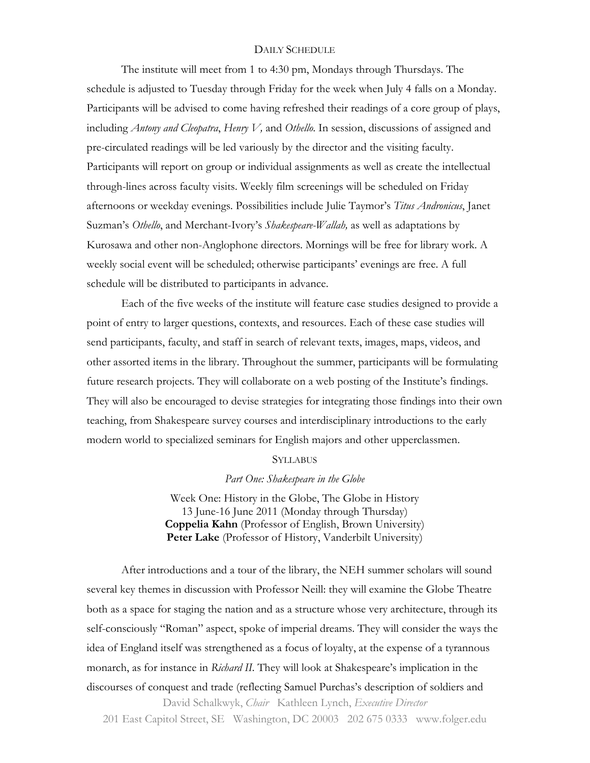## Daily Schedule

The institute will meet from 1 to 4:30 pm, Mondays through Thursdays. The schedule is adjusted to Tuesday through Friday for the week when July 4 falls on a Monday. Participants will be advised to come having refreshed their readings of a core group of plays, including *Antony and Cleopatra*, *Henry V,* and *Othello*. In session, discussions of assigned and pre-circulated readings will be led variously by the director and the visiting faculty. Participants will report on group or individual assignments as well as create the intellectual through-lines across faculty visits. Weekly film screenings will be scheduled on Friday afternoons or weekday evenings. Possibilities include Julie Taymor's *Titus Andronicus*, Janet Suzman's *Othello*, and Merchant-Ivory's *Shakespeare-Wallah,* as well as adaptations by Kurosawa and other non-Anglophone directors. Mornings will be free for library work. A weekly social event will be scheduled; otherwise participants' evenings are free. A full schedule will be distributed to participants in advance.

Each of the five weeks of the institute will feature case studies designed to provide a point of entry to larger questions, contexts, and resources. Each of these case studies will send participants, faculty, and staff in search of relevant texts, images, maps, videos, and other assorted items in the library. Throughout the summer, participants will be formulating future research projects. They will collaborate on a web posting of the Institute's findings. They will also be encouraged to devise strategies for integrating those findings into their own teaching, from Shakespeare survey courses and interdisciplinary introductions to the early modern world to specialized seminars for English majors and other upperclassmen.

## Syllabus

### *Part One: Shakespeare in the Globe*

Week One: History in the Globe, The Globe in History
13 June-16 June 2011 (Monday through Thursday)
**Coppelia Kahn** (Professor of English, Brown University)
**Peter Lake** (Professor of History, Vanderbilt University)

After introductions and a tour of the library, the NEH summer scholars will sound several key themes in discussion with Professor Neill: they will examine the Globe Theatre both as a space for staging the nation and as a structure whose very architecture, through its self-consciously "Roman" aspect, spoke of imperial dreams. They will consider the ways the idea of England itself was strengthened as a focus of loyalty, at the expense of a tyrannous monarch, as for instance in *Richard II*. They will look at Shakespeare's implication in the discourses of conquest and trade (reflecting Samuel Purchas's description of soldiers and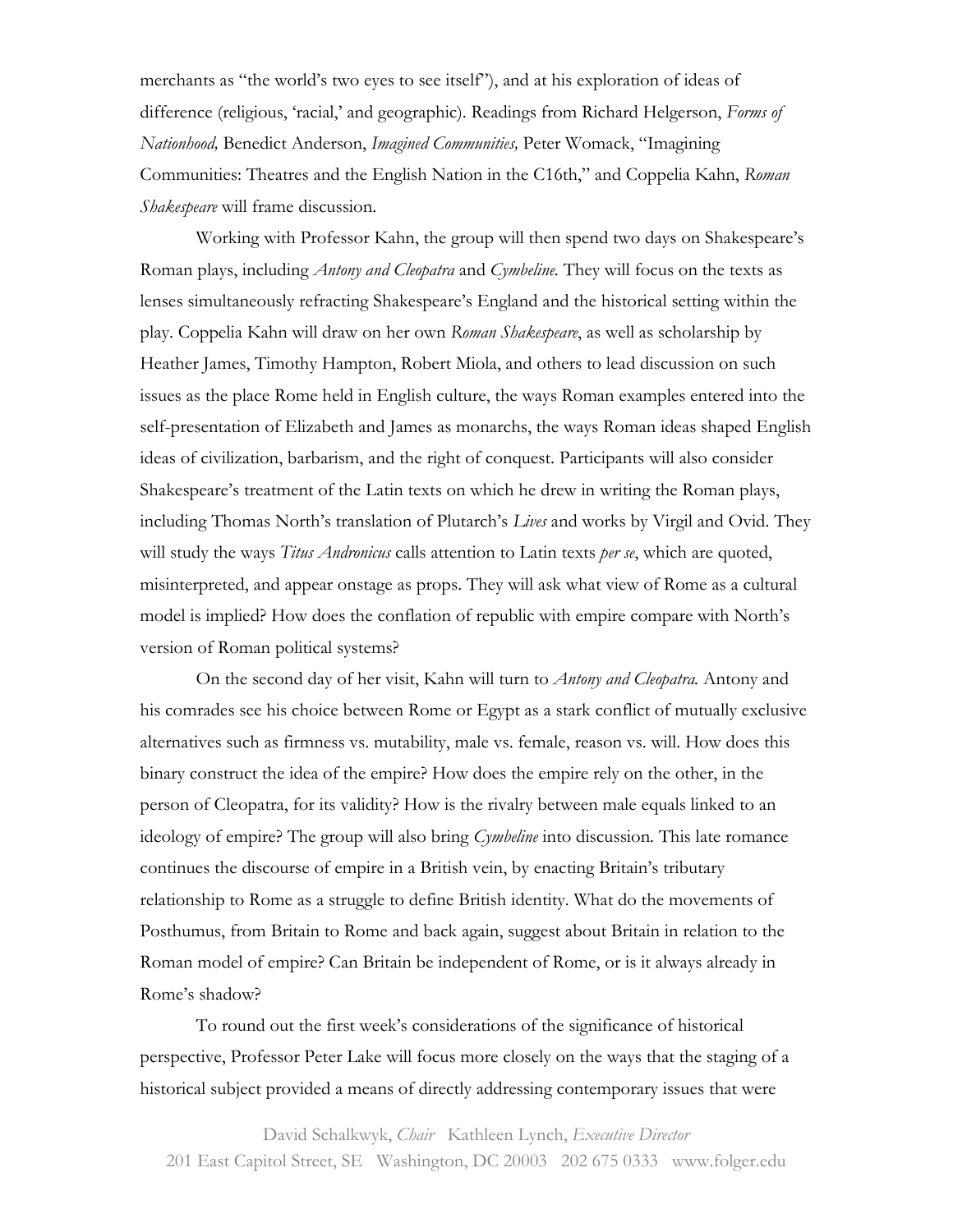merchants as "the world's two eyes to see itself"), and at his exploration of ideas of difference (religious, 'racial,' and geographic). Readings from Richard Helgerson, *Forms of Nationhood,* Benedict Anderson, *Imagined Communities,* Peter Womack, "Imagining Communities: Theatres and the English Nation in the C16th," and Coppelia Kahn, *Roman Shakespeare* will frame discussion.

Working with Professor Kahn, the group will then spend two days on Shakespeare's Roman plays, including *Antony and Cleopatra* and *Cymbeline.* They will focus on the texts as lenses simultaneously refracting Shakespeare's England and the historical setting within the play. Coppelia Kahn will draw on her own *Roman Shakespeare*, as well as scholarship by Heather James, Timothy Hampton, Robert Miola, and others to lead discussion on such issues as the place Rome held in English culture, the ways Roman examples entered into the self-presentation of Elizabeth and James as monarchs, the ways Roman ideas shaped English ideas of civilization, barbarism, and the right of conquest. Participants will also consider Shakespeare's treatment of the Latin texts on which he drew in writing the Roman plays, including Thomas North's translation of Plutarch's *Lives* and works by Virgil and Ovid. They will study the ways *Titus Andronicus* calls attention to Latin texts *per se*, which are quoted, misinterpreted, and appear onstage as props. They will ask what view of Rome as a cultural model is implied? How does the conflation of republic with empire compare with North's version of Roman political systems?

On the second day of her visit, Kahn will turn to *Antony and Cleopatra.* Antony and his comrades see his choice between Rome or Egypt as a stark conflict of mutually exclusive alternatives such as firmness vs. mutability, male vs. female, reason vs. will. How does this binary construct the idea of the empire? How does the empire rely on the other, in the person of Cleopatra, for its validity? How is the rivalry between male equals linked to an ideology of empire? The group will also bring *Cymbeline* into discussion. This late romance continues the discourse of empire in a British vein, by enacting Britain's tributary relationship to Rome as a struggle to define British identity. What do the movements of Posthumus, from Britain to Rome and back again, suggest about Britain in relation to the Roman model of empire? Can Britain be independent of Rome, or is it always already in Rome's shadow?

To round out the first week's considerations of the significance of historical perspective, Professor Peter Lake will focus more closely on the ways that the staging of a historical subject provided a means of directly addressing contemporary issues that were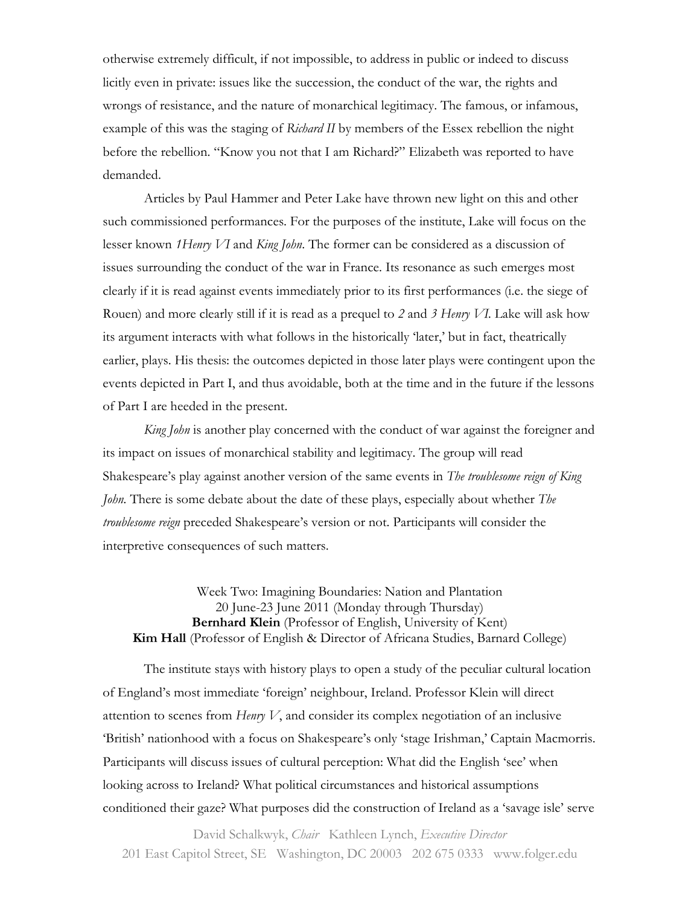otherwise extremely difficult, if not impossible, to address in public or indeed to discuss licitly even in private: issues like the succession, the conduct of the war, the rights and wrongs of resistance, and the nature of monarchical legitimacy. The famous, or infamous, example of this was the staging of *Richard II* by members of the Essex rebellion the night before the rebellion. "Know you not that I am Richard?" Elizabeth was reported to have demanded.

Articles by Paul Hammer and Peter Lake have thrown new light on this and other such commissioned performances. For the purposes of the institute, Lake will focus on the lesser known *1Henry VI* and *King John*. The former can be considered as a discussion of issues surrounding the conduct of the war in France. Its resonance as such emerges most clearly if it is read against events immediately prior to its first performances (i.e. the siege of Rouen) and more clearly still if it is read as a prequel to *2* and *3 Henry VI*. Lake will ask how its argument interacts with what follows in the historically 'later,' but in fact, theatrically earlier, plays. His thesis: the outcomes depicted in those later plays were contingent upon the events depicted in Part I, and thus avoidable, both at the time and in the future if the lessons of Part I are heeded in the present.

*King John* is another play concerned with the conduct of war against the foreigner and its impact on issues of monarchical stability and legitimacy. The group will read Shakespeare's play against another version of the same events in *The troublesome reign of King John*. There is some debate about the date of these plays, especially about whether *The troublesome reign* preceded Shakespeare's version or not. Participants will consider the interpretive consequences of such matters.

Week Two: Imagining Boundaries: Nation and Plantation
20 June-23 June 2011 (Monday through Thursday)
**Bernhard Klein** (Professor of English, University of Kent)
**Kim Hall** (Professor of English & Director of Africana Studies, Barnard College)

The institute stays with history plays to open a study of the peculiar cultural location of England's most immediate 'foreign' neighbour, Ireland. Professor Klein will direct attention to scenes from *Henry V*, and consider its complex negotiation of an inclusive 'British' nationhood with a focus on Shakespeare's only 'stage Irishman,' Captain Macmorris. Participants will discuss issues of cultural perception: What did the English 'see' when looking across to Ireland? What political circumstances and historical assumptions conditioned their gaze? What purposes did the construction of Ireland as a 'savage isle' serve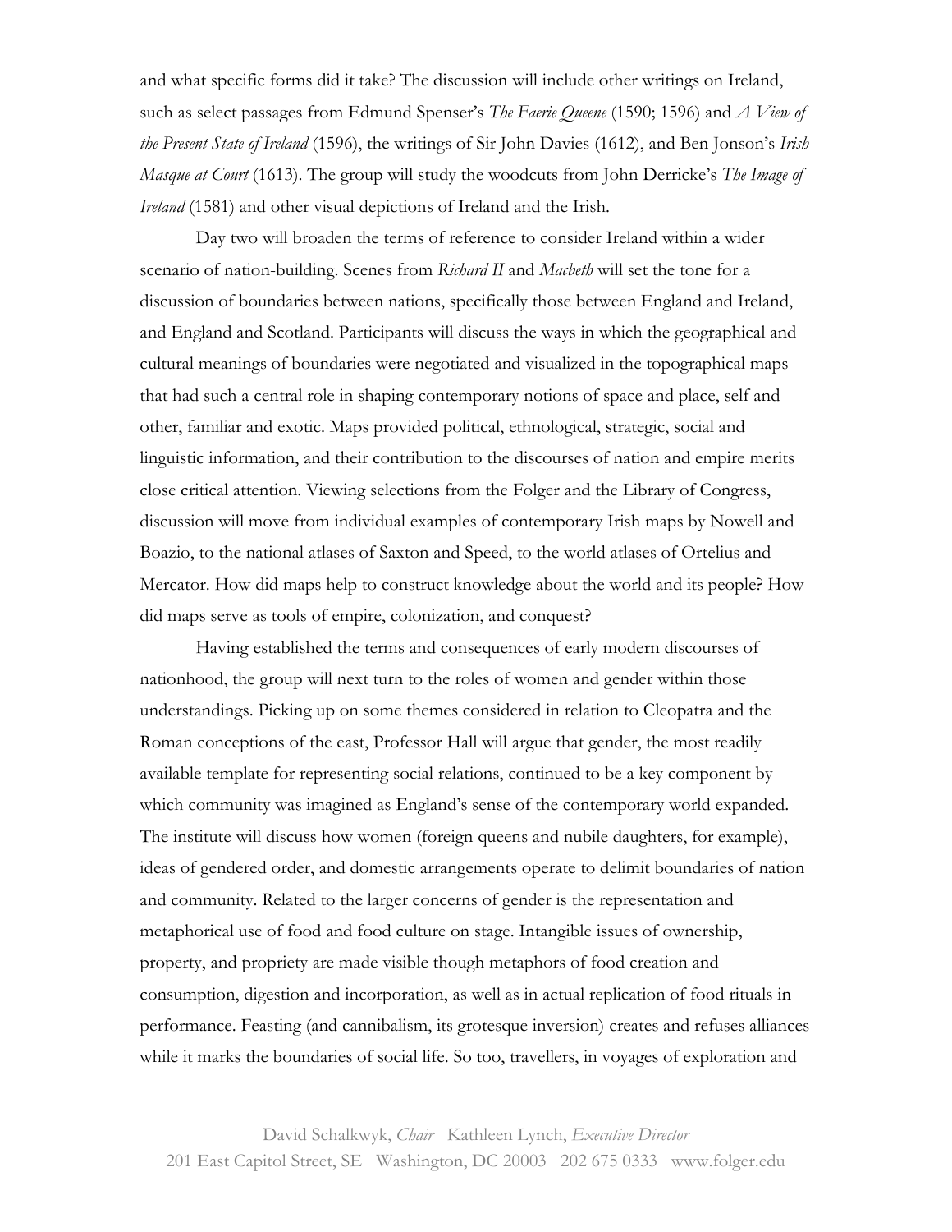and what specific forms did it take? The discussion will include other writings on Ireland, such as select passages from Edmund Spenser's *The Faerie Queene* (1590; 1596) and *A View of the Present State of Ireland* (1596), the writings of Sir John Davies (1612), and Ben Jonson's *Irish Masque at Court* (1613). The group will study the woodcuts from John Derricke's *The Image of Ireland* (1581) and other visual depictions of Ireland and the Irish.

Day two will broaden the terms of reference to consider Ireland within a wider scenario of nation-building. Scenes from *Richard II* and *Macbeth* will set the tone for a discussion of boundaries between nations, specifically those between England and Ireland, and England and Scotland. Participants will discuss the ways in which the geographical and cultural meanings of boundaries were negotiated and visualized in the topographical maps that had such a central role in shaping contemporary notions of space and place, self and other, familiar and exotic. Maps provided political, ethnological, strategic, social and linguistic information, and their contribution to the discourses of nation and empire merits close critical attention. Viewing selections from the Folger and the Library of Congress, discussion will move from individual examples of contemporary Irish maps by Nowell and Boazio, to the national atlases of Saxton and Speed, to the world atlases of Ortelius and Mercator. How did maps help to construct knowledge about the world and its people? How did maps serve as tools of empire, colonization, and conquest?

Having established the terms and consequences of early modern discourses of nationhood, the group will next turn to the roles of women and gender within those understandings. Picking up on some themes considered in relation to Cleopatra and the Roman conceptions of the east, Professor Hall will argue that gender, the most readily available template for representing social relations, continued to be a key component by which community was imagined as England's sense of the contemporary world expanded. The institute will discuss how women (foreign queens and nubile daughters, for example), ideas of gendered order, and domestic arrangements operate to delimit boundaries of nation and community. Related to the larger concerns of gender is the representation and metaphorical use of food and food culture on stage. Intangible issues of ownership, property, and propriety are made visible though metaphors of food creation and consumption, digestion and incorporation, as well as in actual replication of food rituals in performance. Feasting (and cannibalism, its grotesque inversion) creates and refuses alliances while it marks the boundaries of social life. So too, travellers, in voyages of exploration and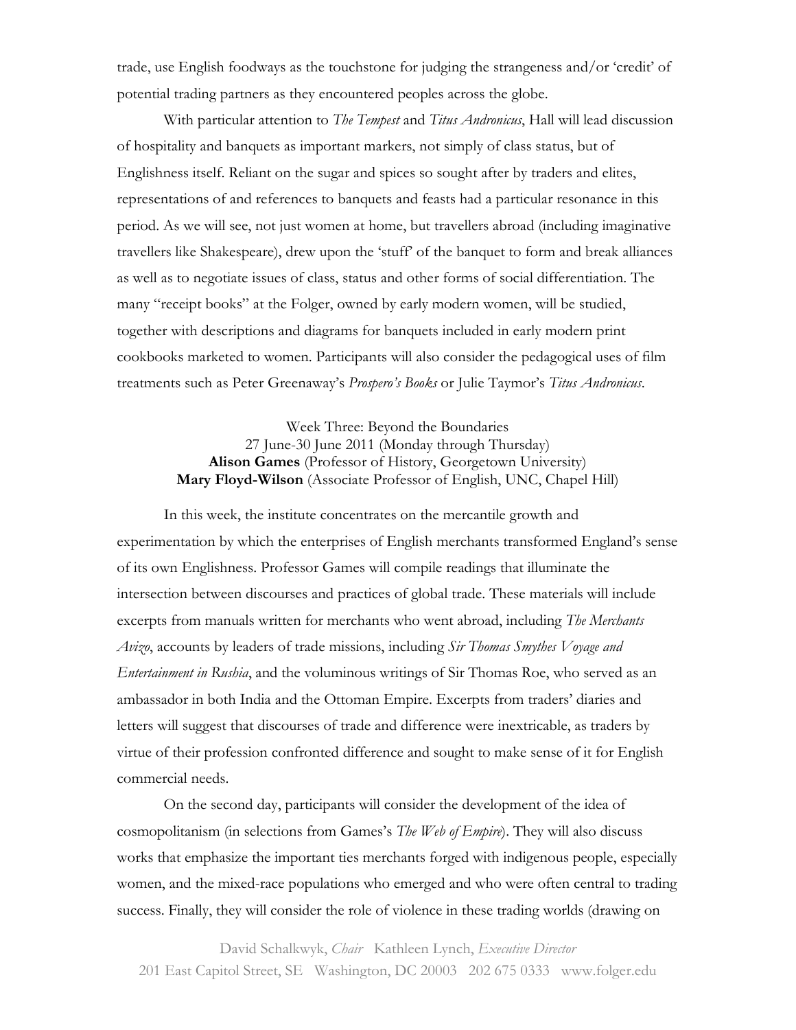trade, use English foodways as the touchstone for judging the strangeness and/or 'credit' of potential trading partners as they encountered peoples across the globe.

With particular attention to *The Tempest* and *Titus Andronicus*, Hall will lead discussion of hospitality and banquets as important markers, not simply of class status, but of Englishness itself. Reliant on the sugar and spices so sought after by traders and elites, representations of and references to banquets and feasts had a particular resonance in this period. As we will see, not just women at home, but travellers abroad (including imaginative travellers like Shakespeare), drew upon the 'stuff' of the banquet to form and break alliances as well as to negotiate issues of class, status and other forms of social differentiation. The many "receipt books" at the Folger, owned by early modern women, will be studied, together with descriptions and diagrams for banquets included in early modern print cookbooks marketed to women. Participants will also consider the pedagogical uses of film treatments such as Peter Greenaway's *Prospero's Books* or Julie Taymor's *Titus Andronicus*.

Week Three: Beyond the Boundaries
27 June-30 June 2011 (Monday through Thursday)
**Alison Games** (Professor of History, Georgetown University)
**Mary Floyd-Wilson** (Associate Professor of English, UNC, Chapel Hill)

In this week, the institute concentrates on the mercantile growth and experimentation by which the enterprises of English merchants transformed England's sense of its own Englishness. Professor Games will compile readings that illuminate the intersection between discourses and practices of global trade. These materials will include excerpts from manuals written for merchants who went abroad, including *The Merchants Avizo*, accounts by leaders of trade missions, including *Sir Thomas Smythes Voyage and Entertainment in Rushia*, and the voluminous writings of Sir Thomas Roe, who served as an ambassador in both India and the Ottoman Empire. Excerpts from traders' diaries and letters will suggest that discourses of trade and difference were inextricable, as traders by virtue of their profession confronted difference and sought to make sense of it for English commercial needs.

On the second day, participants will consider the development of the idea of cosmopolitanism (in selections from Games's *The Web of Empire*). They will also discuss works that emphasize the important ties merchants forged with indigenous people, especially women, and the mixed-race populations who emerged and who were often central to trading success. Finally, they will consider the role of violence in these trading worlds (drawing on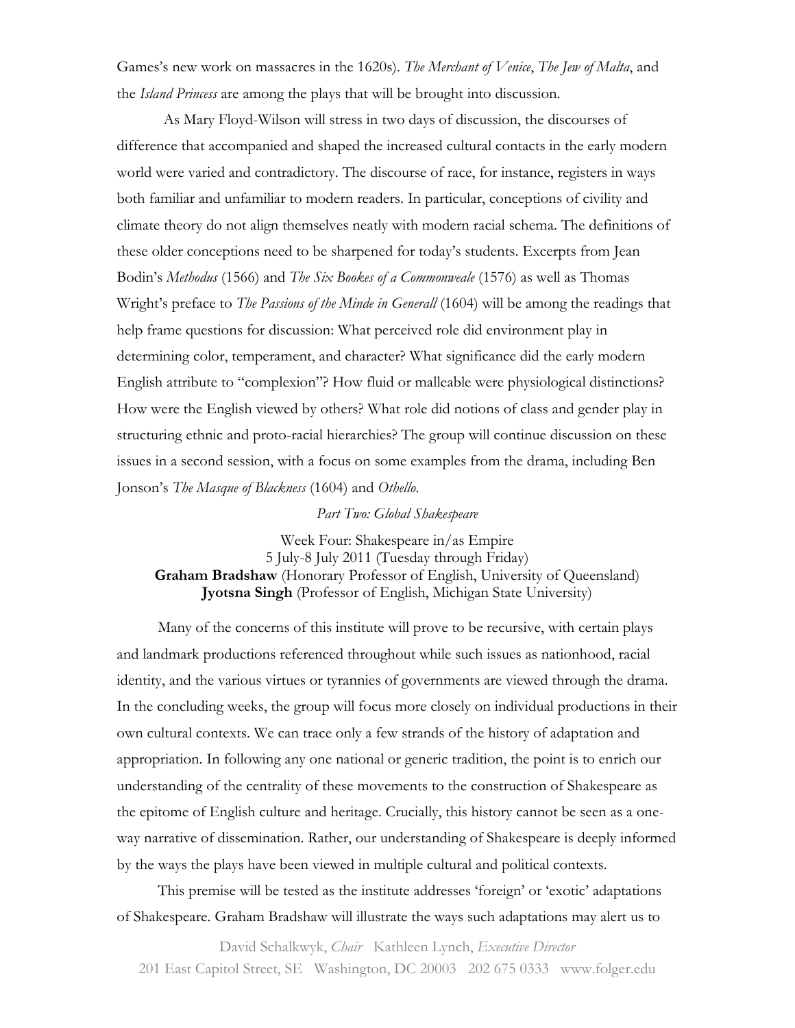Games's new work on massacres in the 1620s). *The Merchant of Venice*, *The Jew of Malta*, and the *Island Princess* are among the plays that will be brought into discussion.

As Mary Floyd-Wilson will stress in two days of discussion, the discourses of difference that accompanied and shaped the increased cultural contacts in the early modern world were varied and contradictory. The discourse of race, for instance, registers in ways both familiar and unfamiliar to modern readers. In particular, conceptions of civility and climate theory do not align themselves neatly with modern racial schema. The definitions of these older conceptions need to be sharpened for today's students. Excerpts from Jean Bodin's *Methodus* (1566) and *The Six Bookes of a Commonweale* (1576) as well as Thomas Wright's preface to *The Passions of the Minde in Generall* (1604) will be among the readings that help frame questions for discussion: What perceived role did environment play in determining color, temperament, and character? What significance did the early modern English attribute to "complexion"? How fluid or malleable were physiological distinctions? How were the English viewed by others? What role did notions of class and gender play in structuring ethnic and proto-racial hierarchies? The group will continue discussion on these issues in a second session, with a focus on some examples from the drama, including Ben Jonson's *The Masque of Blackness* (1604) and *Othello*.

*Part Two: Global Shakespeare*

Week Four: Shakespeare in/as Empire
5 July-8 July 2011 (Tuesday through Friday)
**Graham Bradshaw** (Honorary Professor of English, University of Queensland)
**Jyotsna Singh** (Professor of English, Michigan State University)

Many of the concerns of this institute will prove to be recursive, with certain plays and landmark productions referenced throughout while such issues as nationhood, racial identity, and the various virtues or tyrannies of governments are viewed through the drama. In the concluding weeks, the group will focus more closely on individual productions in their own cultural contexts. We can trace only a few strands of the history of adaptation and appropriation. In following any one national or generic tradition, the point is to enrich our understanding of the centrality of these movements to the construction of Shakespeare as the epitome of English culture and heritage. Crucially, this history cannot be seen as a one-way narrative of dissemination. Rather, our understanding of Shakespeare is deeply informed by the ways the plays have been viewed in multiple cultural and political contexts.

This premise will be tested as the institute addresses 'foreign' or 'exotic' adaptations of Shakespeare. Graham Bradshaw will illustrate the ways such adaptations may alert us to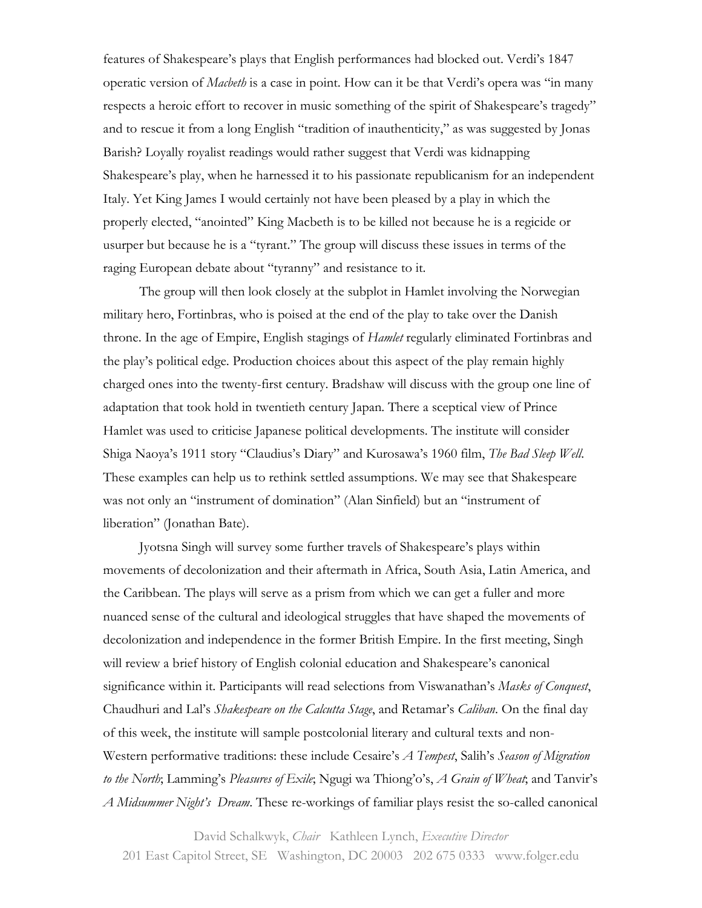features of Shakespeare's plays that English performances had blocked out. Verdi's 1847 operatic version of *Macbeth* is a case in point. How can it be that Verdi's opera was "in many respects a heroic effort to recover in music something of the spirit of Shakespeare's tragedy" and to rescue it from a long English "tradition of inauthenticity," as was suggested by Jonas Barish? Loyally royalist readings would rather suggest that Verdi was kidnapping Shakespeare's play, when he harnessed it to his passionate republicanism for an independent Italy. Yet King James I would certainly not have been pleased by a play in which the properly elected, "anointed" King Macbeth is to be killed not because he is a regicide or usurper but because he is a "tyrant." The group will discuss these issues in terms of the raging European debate about "tyranny" and resistance to it.

The group will then look closely at the subplot in Hamlet involving the Norwegian military hero, Fortinbras, who is poised at the end of the play to take over the Danish throne. In the age of Empire, English stagings of *Hamlet* regularly eliminated Fortinbras and the play's political edge. Production choices about this aspect of the play remain highly charged ones into the twenty-first century. Bradshaw will discuss with the group one line of adaptation that took hold in twentieth century Japan. There a sceptical view of Prince Hamlet was used to criticise Japanese political developments. The institute will consider Shiga Naoya's 1911 story "Claudius's Diary" and Kurosawa's 1960 film, *The Bad Sleep Well*. These examples can help us to rethink settled assumptions. We may see that Shakespeare was not only an "instrument of domination" (Alan Sinfield) but an "instrument of liberation" (Jonathan Bate).

Jyotsna Singh will survey some further travels of Shakespeare's plays within movements of decolonization and their aftermath in Africa, South Asia, Latin America, and the Caribbean. The plays will serve as a prism from which we can get a fuller and more nuanced sense of the cultural and ideological struggles that have shaped the movements of decolonization and independence in the former British Empire. In the first meeting, Singh will review a brief history of English colonial education and Shakespeare's canonical significance within it. Participants will read selections from Viswanathan's *Masks of Conquest*, Chaudhuri and Lal's *Shakespeare on the Calcutta Stage*, and Retamar's *Caliban*. On the final day of this week, the institute will sample postcolonial literary and cultural texts and non-Western performative traditions: these include Cesaire's *A Tempest*, Salih's *Season of Migration to the North*; Lamming's *Pleasures of Exile*; Ngugi wa Thiong'o's, *A Grain of Wheat*; and Tanvir's *A Midsummer Night's Dream*. These re-workings of familiar plays resist the so-called canonical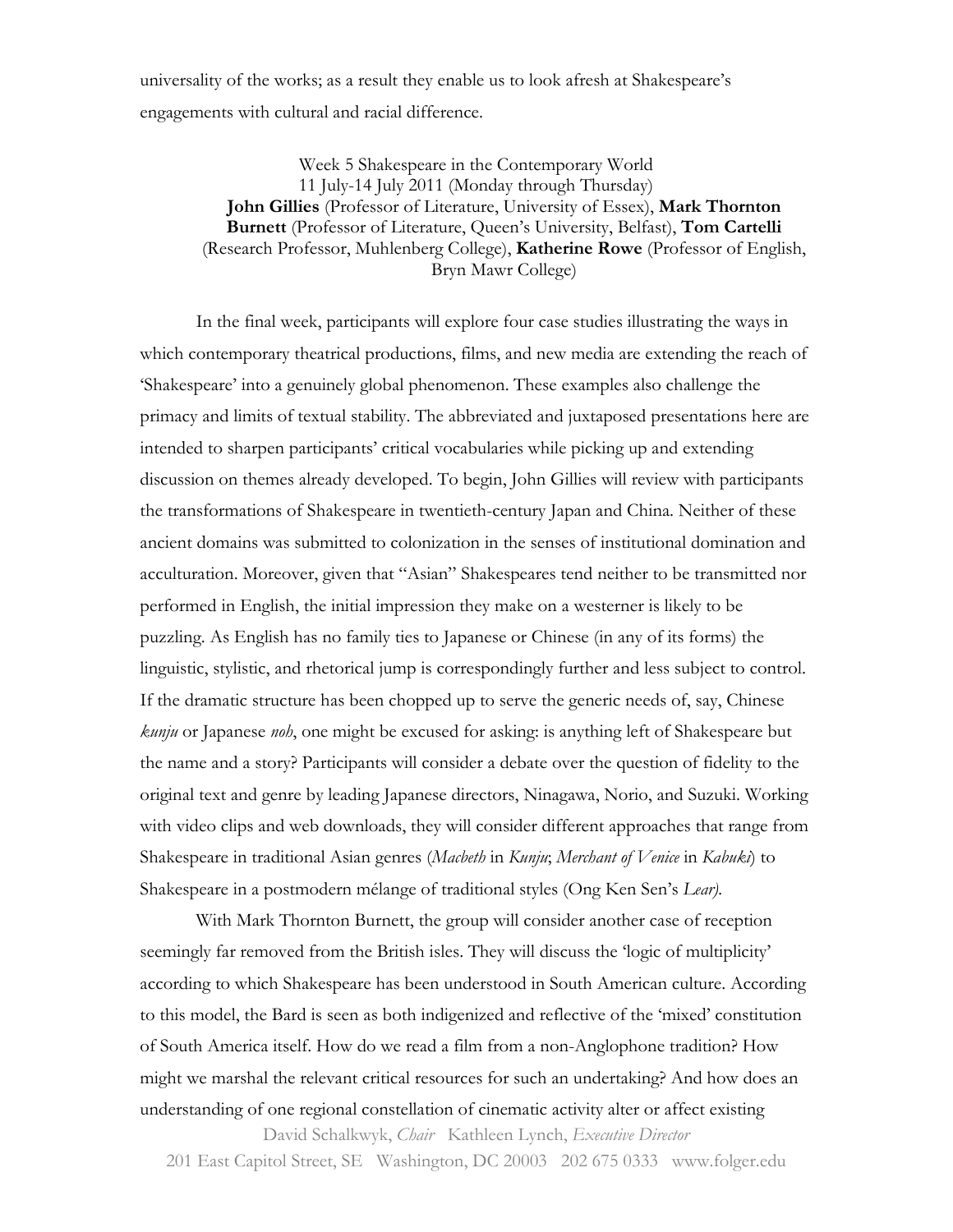universality of the works; as a result they enable us to look afresh at Shakespeare's engagements with cultural and racial difference.

Week 5 Shakespeare in the Contemporary World
11 July-14 July 2011 (Monday through Thursday)
**John Gillies** (Professor of Literature, University of Essex), **Mark Thornton Burnett** (Professor of Literature, Queen's University, Belfast), **Tom Cartelli** (Research Professor, Muhlenberg College), **Katherine Rowe** (Professor of English, Bryn Mawr College)

In the final week, participants will explore four case studies illustrating the ways in which contemporary theatrical productions, films, and new media are extending the reach of 'Shakespeare' into a genuinely global phenomenon. These examples also challenge the primacy and limits of textual stability. The abbreviated and juxtaposed presentations here are intended to sharpen participants' critical vocabularies while picking up and extending discussion on themes already developed. To begin, John Gillies will review with participants the transformations of Shakespeare in twentieth-century Japan and China. Neither of these ancient domains was submitted to colonization in the senses of institutional domination and acculturation. Moreover, given that "Asian" Shakespeares tend neither to be transmitted nor performed in English, the initial impression they make on a westerner is likely to be puzzling. As English has no family ties to Japanese or Chinese (in any of its forms) the linguistic, stylistic, and rhetorical jump is correspondingly further and less subject to control. If the dramatic structure has been chopped up to serve the generic needs of, say, Chinese *kunju* or Japanese *noh*, one might be excused for asking: is anything left of Shakespeare but the name and a story? Participants will consider a debate over the question of fidelity to the original text and genre by leading Japanese directors, Ninagawa, Norio, and Suzuki. Working with video clips and web downloads, they will consider different approaches that range from Shakespeare in traditional Asian genres (*Macbeth* in *Kunju*; *Merchant of Venice* in *Kabuki*) to Shakespeare in a postmodern mélange of traditional styles (Ong Ken Sen's *Lear*).

With Mark Thornton Burnett, the group will consider another case of reception seemingly far removed from the British isles. They will discuss the 'logic of multiplicity' according to which Shakespeare has been understood in South American culture. According to this model, the Bard is seen as both indigenized and reflective of the 'mixed' constitution of South America itself. How do we read a film from a non-Anglophone tradition? How might we marshal the relevant critical resources for such an undertaking? And how does an understanding of one regional constellation of cinematic activity alter or affect existing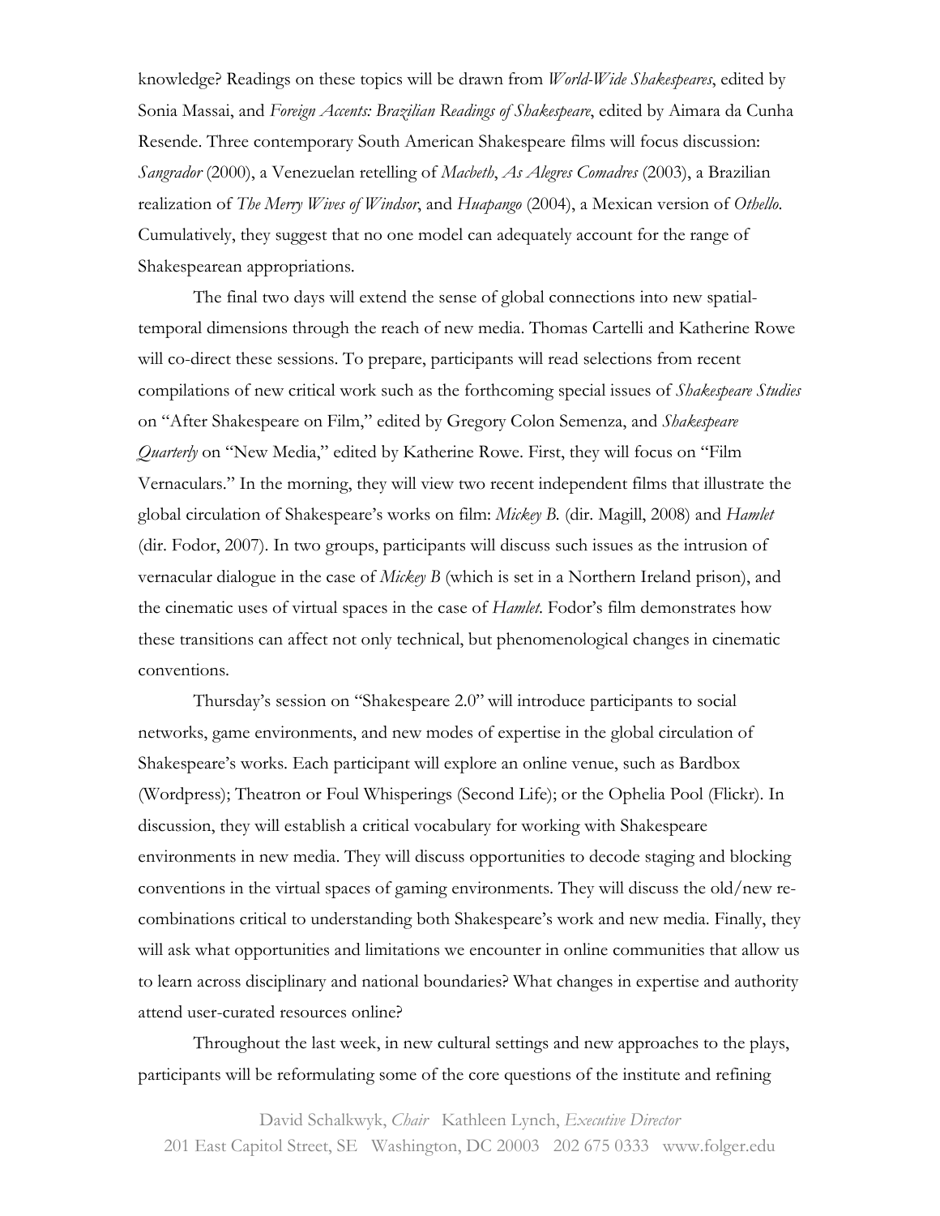knowledge? Readings on these topics will be drawn from *World-Wide Shakespeares*, edited by Sonia Massai, and *Foreign Accents: Brazilian Readings of Shakespeare*, edited by Aimara da Cunha Resende. Three contemporary South American Shakespeare films will focus discussion: *Sangrador* (2000), a Venezuelan retelling of *Macbeth*, *As Alegres Comadres* (2003), a Brazilian realization of *The Merry Wives of Windsor*, and *Huapango* (2004), a Mexican version of *Othello*. Cumulatively, they suggest that no one model can adequately account for the range of Shakespearean appropriations.

The final two days will extend the sense of global connections into new spatial-temporal dimensions through the reach of new media. Thomas Cartelli and Katherine Rowe will co-direct these sessions. To prepare, participants will read selections from recent compilations of new critical work such as the forthcoming special issues of *Shakespeare Studies* on "After Shakespeare on Film," edited by Gregory Colon Semenza, and *Shakespeare Quarterly* on "New Media," edited by Katherine Rowe. First, they will focus on "Film Vernaculars." In the morning, they will view two recent independent films that illustrate the global circulation of Shakespeare's works on film: *Mickey B.* (dir. Magill, 2008) and *Hamlet* (dir. Fodor, 2007). In two groups, participants will discuss such issues as the intrusion of vernacular dialogue in the case of *Mickey B* (which is set in a Northern Ireland prison), and the cinematic uses of virtual spaces in the case of *Hamlet*. Fodor's film demonstrates how these transitions can affect not only technical, but phenomenological changes in cinematic conventions.

Thursday's session on "Shakespeare 2.0" will introduce participants to social networks, game environments, and new modes of expertise in the global circulation of Shakespeare's works. Each participant will explore an online venue, such as Bardbox (Wordpress); Theatron or Foul Whisperings (Second Life); or the Ophelia Pool (Flickr). In discussion, they will establish a critical vocabulary for working with Shakespeare environments in new media. They will discuss opportunities to decode staging and blocking conventions in the virtual spaces of gaming environments. They will discuss the old/new re-combinations critical to understanding both Shakespeare's work and new media. Finally, they will ask what opportunities and limitations we encounter in online communities that allow us to learn across disciplinary and national boundaries? What changes in expertise and authority attend user-curated resources online?

Throughout the last week, in new cultural settings and new approaches to the plays, participants will be reformulating some of the core questions of the institute and refining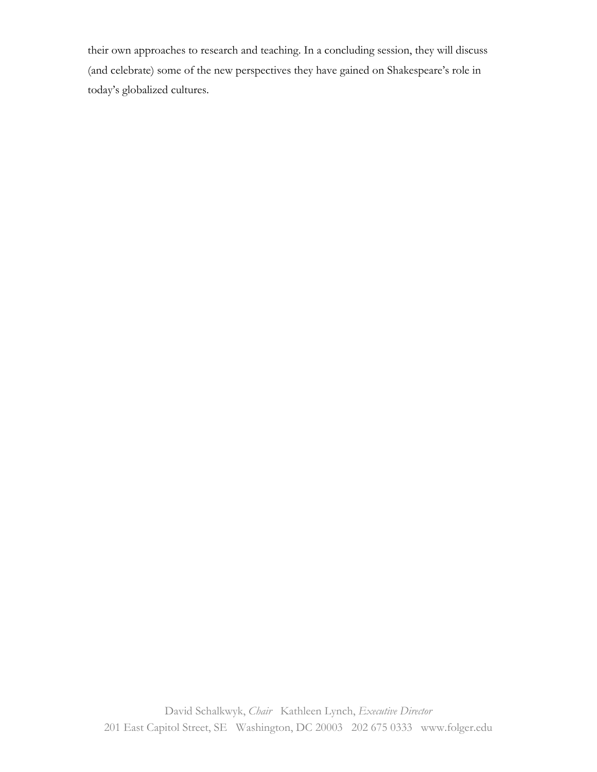their own approaches to research and teaching. In a concluding session, they will discuss (and celebrate) some of the new perspectives they have gained on Shakespeare's role in today's globalized cultures.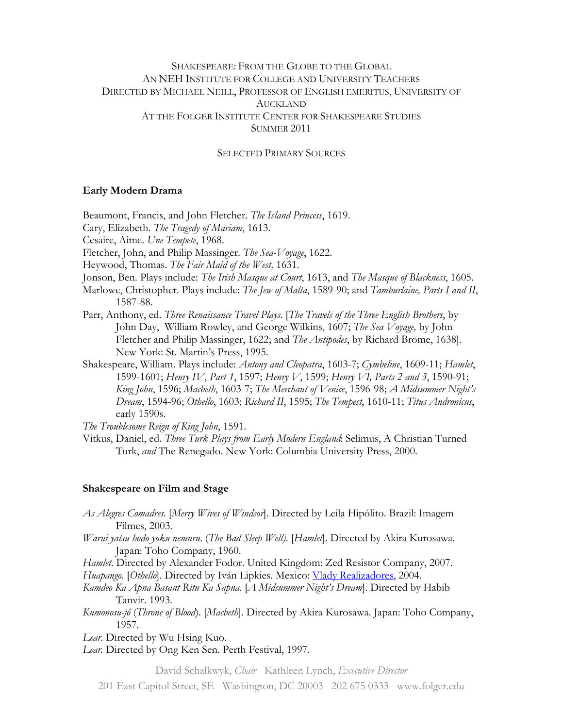SHAKESPEARE: FROM THE GLOBE TO THE GLOBAL
AN NEH INSTITUTE FOR COLLEGE AND UNIVERSITY TEACHERS
DIRECTED BY MICHAEL NEILL, PROFESSOR OF ENGLISH EMERITUS, UNIVERSITY OF AUCKLAND
AT THE FOLGER INSTITUTE CENTER FOR SHAKESPEARE STUDIES
SUMMER 2011

SELECTED PRIMARY SOURCES

**Early Modern Drama**

Beaumont, Francis, and John Fletcher. *The Island Princess*, 1619.
Cary, Elizabeth. *The Tragedy of Mariam*, 1613.
Cesaire, Aime. *Une Tempete*, 1968.
Fletcher, John, and Philip Massinger. *The Sea-Voyage*, 1622.
Heywood, Thomas. *The Fair Maid of the West,* 1631.
Jonson, Ben. Plays include: *The Irish Masque at Court*, 1613, and *The Masque of Blackness*, 1605.
Marlowe, Christopher. Plays include: *The Jew of Malta*, 1589-90; and *Tamburlaine, Parts I and II*, 1587-88.
Parr, Anthony, ed. *Three Renaissance Travel Plays*. [*The Travels of the Three English Brothers*, by John Day, William Rowley, and George Wilkins, 1607; *The Sea Voyage,* by John Fletcher and Philip Massinger, 1622; and *The Antipodes*, by Richard Brome, 1638]. New York: St. Martin's Press, 1995.
Shakespeare, William. Plays include: *Antony and Cleopatra*, 1603-7; *Cymbeline*, 1609-11; *Hamlet*, 1599-1601; *Henry IV, Part 1*, 1597; *Henry V*, 1599; *Henry VI, Parts 2 and 3*, 1590-91; *King John*, 1596; *Macbeth*, 1603-7; *The Merchant of Venice*, 1596-98; *A Midsummer Night's Dream*, 1594-96; *Othello*, 1603; *Richard II*, 1595; *The Tempest*, 1610-11; *Titus Andronicus*, early 1590s.
*The Troublesome Reign of King John*, 1591.
Vitkus, Daniel, ed. *Three Turk Plays from Early Modern England*: Selimus, A Christian Turned Turk, *and* The Renegado. New York: Columbia University Press, 2000.

**Shakespeare on Film and Stage**

*As Alegres Comadres.* [*Merry Wives of Windsor*]. Directed by Leila Hipólito. Brazil: Imagem Filmes, 2003.
*Warui yatsu hodo yoku nemuru*. (*The Bad Sleep Well)*. [*Hamlet*]. Directed by Akira Kurosawa. Japan: Toho Company, 1960.
*Hamlet*. Directed by Alexander Fodor. United Kingdom: Zed Resistor Company, 2007.
*Huapango.* [*Othello*]. Directed by Iván Lipkies. Mexico: Vlady Realizadores, 2004.
*Kamdeo Ka Apna Basant Ritu Ka Sapna*. [*A Midsummer Night's Dream*]. Directed by Habib Tanvir. 1993.
*Kumonosu-jô* (*Throne of Blood*). [*Macbeth*]. Directed by Akira Kurosawa. Japan: Toho Company, 1957.
*Lear*. Directed by Wu Hsing Kuo.
*Lear*. Directed by Ong Ken Sen. Perth Festival, 1997.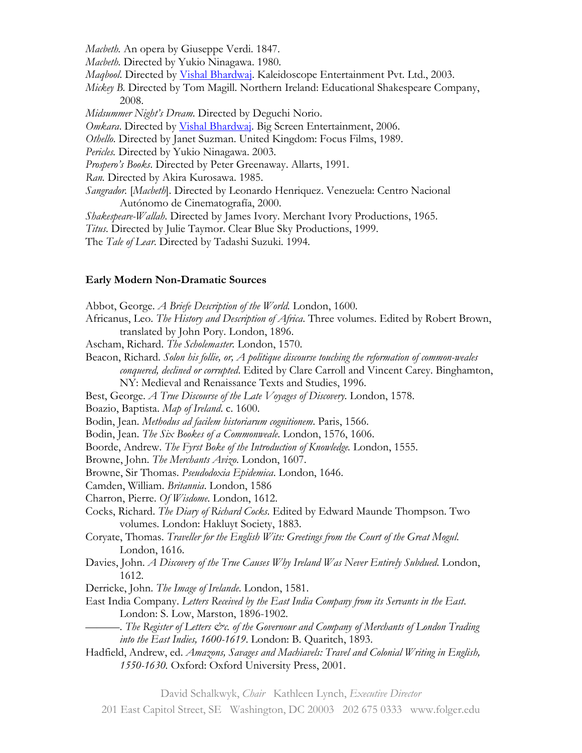*Macbeth.* An opera by Giuseppe Verdi. 1847.

*Macbeth.* Directed by Yukio Ninagawa. 1980.

*Maqbool.* Directed by Vishal Bhardwaj. Kaleidoscope Entertainment Pvt. Ltd., 2003.

*Mickey B.* Directed by Tom Magill. Northern Ireland: Educational Shakespeare Company, 2008.

*Midsummer Night's Dream.* Directed by Deguchi Norio.

*Omkara.* Directed by Vishal Bhardwaj. Big Screen Entertainment, 2006.

*Othello.* Directed by Janet Suzman. United Kingdom: Focus Films, 1989.

*Pericles.* Directed by Yukio Ninagawa. 2003.

*Prospero's Books.* Directed by Peter Greenaway. Allarts, 1991.

*Ran.* Directed by Akira Kurosawa. 1985.

*Sangrador.* [*Macbeth*]. Directed by Leonardo Henriquez. Venezuela: Centro Nacional Autónomo de Cinematografía, 2000.

*Shakespeare-Wallah.* Directed by James Ivory. Merchant Ivory Productions, 1965.

*Titus.* Directed by Julie Taymor. Clear Blue Sky Productions, 1999.

The *Tale of Lear.* Directed by Tadashi Suzuki. 1994.

**Early Modern Non-Dramatic Sources**

Abbot, George. *A Briefe Description of the World.* London, 1600.

Africanus, Leo. *The History and Description of Africa.* Three volumes. Edited by Robert Brown, translated by John Pory. London, 1896.

Ascham, Richard. *The Scholemaster.* London, 1570.

Beacon, Richard. *Solon his follie, or, A politique discourse touching the reformation of common-weales conquered, declined or corrupted.* Edited by Clare Carroll and Vincent Carey. Binghamton, NY: Medieval and Renaissance Texts and Studies, 1996.

Best, George. *A True Discourse of the Late Voyages of Discovery.* London, 1578.

Boazio, Baptista. *Map of Ireland.* c. 1600.

Bodin, Jean. *Methodus ad facilem historiarum cognitionem.* Paris, 1566.

Bodin, Jean. *The Six Bookes of a Commonweale.* London, 1576, 1606.

Boorde, Andrew. *The Fyrst Boke of the Introduction of Knowledge.* London, 1555.

Browne, John. *The Merchants Avizo.* London, 1607.

Browne, Sir Thomas. *Pseudodoxia Epidemica.* London, 1646.

Camden, William. *Britannia.* London, 1586

Charron, Pierre. *Of Wisdome.* London, 1612.

Cocks, Richard. *The Diary of Richard Cocks.* Edited by Edward Maunde Thompson. Two volumes. London: Hakluyt Society, 1883.

Coryate, Thomas. *Traveller for the English Wits: Greetings from the Court of the Great Mogul.* London, 1616.

Davies, John. *A Discovery of the True Causes Why Ireland Was Never Entirely Subdued.* London, 1612.

Derricke, John. *The Image of Irelande.* London, 1581.

East India Company. *Letters Received by the East India Company from its Servants in the East.* London: S. Low, Marston, 1896-1902.

———. *The Register of Letters &c. of the Governour and Company of Merchants of London Trading into the East Indies, 1600-1619.* London: B. Quaritch, 1893.

Hadfield, Andrew, ed. *Amazons, Savages and Machiavels: Travel and Colonial Writing in English, 1550-1630.* Oxford: Oxford University Press, 2001.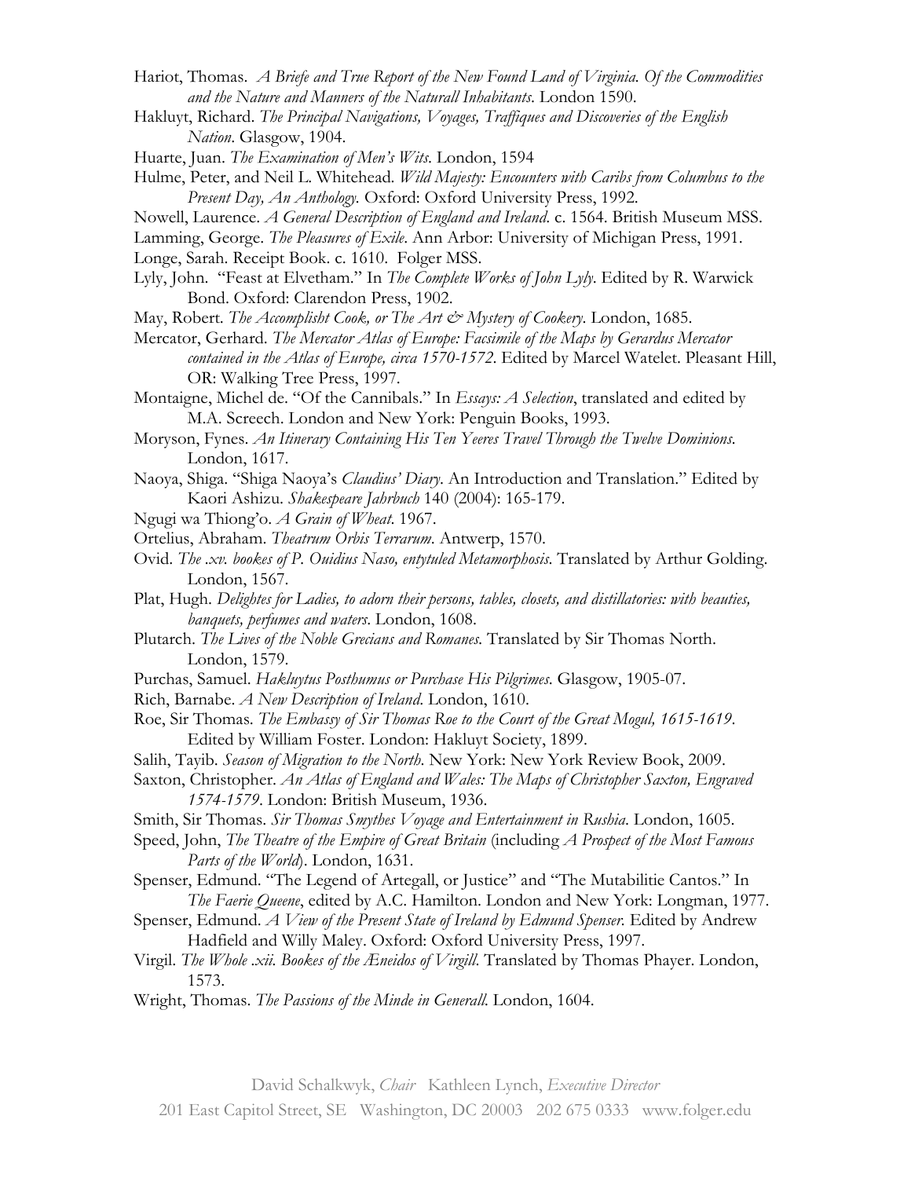Hariot, Thomas. *A Briefe and True Report of the New Found Land of Virginia. Of the Commodities and the Nature and Manners of the Naturall Inhabitants*. London 1590.

Hakluyt, Richard. *The Principal Navigations, Voyages, Traffiques and Discoveries of the English Nation*. Glasgow, 1904.

Huarte, Juan. *The Examination of Men's Wits*. London, 1594

Hulme, Peter, and Neil L. Whitehead. *Wild Majesty: Encounters with Caribs from Columbus to the Present Day, An Anthology*. Oxford: Oxford University Press, 1992.

Nowell, Laurence. *A General Description of England and Ireland*. c. 1564. British Museum MSS.

Lamming, George. *The Pleasures of Exile*. Ann Arbor: University of Michigan Press, 1991.

Longe, Sarah. Receipt Book. c. 1610. Folger MSS.

Lyly, John. "Feast at Elvetham." In *The Complete Works of John Lyly*. Edited by R. Warwick Bond. Oxford: Clarendon Press, 1902.

May, Robert. *The Accomplisht Cook, or The Art & Mystery of Cookery*. London, 1685.

Mercator, Gerhard. *The Mercator Atlas of Europe: Facsimile of the Maps by Gerardus Mercator contained in the Atlas of Europe, circa 1570-1572*. Edited by Marcel Watelet. Pleasant Hill, OR: Walking Tree Press, 1997.

Montaigne, Michel de. "Of the Cannibals." In *Essays: A Selection*, translated and edited by M.A. Screech. London and New York: Penguin Books, 1993.

Moryson, Fynes. *An Itinerary Containing His Ten Yeeres Travel Through the Twelve Dominions*. London, 1617.

Naoya, Shiga. "Shiga Naoya's *Claudius' Diary*. An Introduction and Translation." Edited by Kaori Ashizu. *Shakespeare Jahrbuch* 140 (2004): 165-179.

Ngugi wa Thiong'o. *A Grain of Wheat*. 1967.

Ortelius, Abraham. *Theatrum Orbis Terrarum*. Antwerp, 1570.

Ovid. *The .xv. bookes of P. Ouidius Naso, entytuled Metamorphosis*. Translated by Arthur Golding. London, 1567.

Plat, Hugh. *Delightes for Ladies, to adorn their persons, tables, closets, and distillatories: with beauties, banquets, perfumes and waters*. London, 1608.

Plutarch. *The Lives of the Noble Grecians and Romanes*. Translated by Sir Thomas North. London, 1579.

Purchas, Samuel. *Hakluytus Posthumus or Purchase His Pilgrimes*. Glasgow, 1905-07.

Rich, Barnabe. *A New Description of Ireland*. London, 1610.

Roe, Sir Thomas. *The Embassy of Sir Thomas Roe to the Court of the Great Mogul, 1615-1619*. Edited by William Foster. London: Hakluyt Society, 1899.

Salih, Tayib. *Season of Migration to the North*. New York: New York Review Book, 2009.

Saxton, Christopher. *An Atlas of England and Wales: The Maps of Christopher Saxton, Engraved 1574-1579*. London: British Museum, 1936.

Smith, Sir Thomas. *Sir Thomas Smythes Voyage and Entertainment in Rushia*. London, 1605.

Speed, John, *The Theatre of the Empire of Great Britain* (including *A Prospect of the Most Famous Parts of the World*). London, 1631.

Spenser, Edmund. "The Legend of Artegall, or Justice" and "The Mutabilitie Cantos." In *The Faerie Queene*, edited by A.C. Hamilton. London and New York: Longman, 1977.

Spenser, Edmund. *A View of the Present State of Ireland by Edmund Spenser*. Edited by Andrew Hadfield and Willy Maley. Oxford: Oxford University Press, 1997.

Virgil. *The Whole .xii. Bookes of the Æneidos of Virgill*. Translated by Thomas Phayer. London, 1573.

Wright, Thomas. *The Passions of the Minde in Generall*. London, 1604.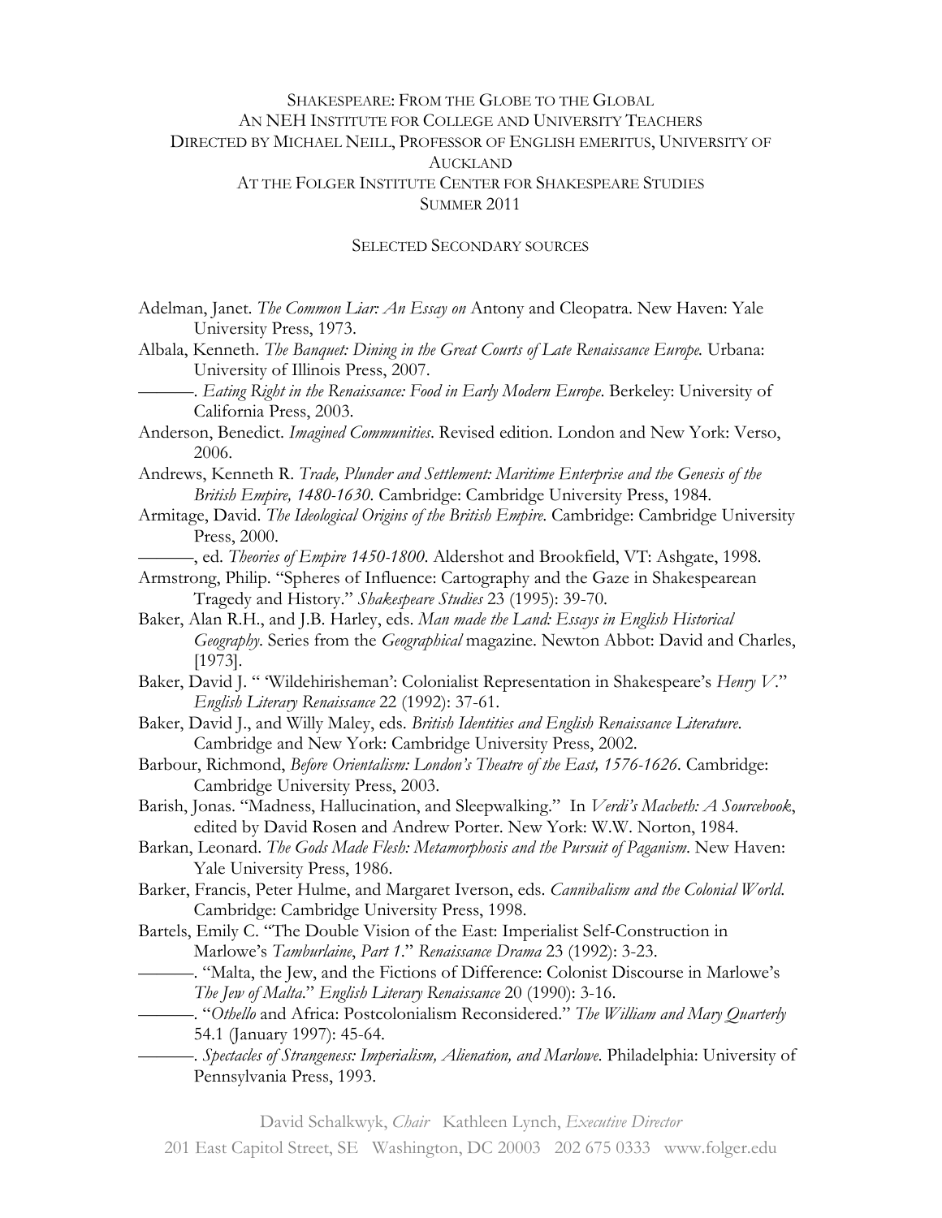SHAKESPEARE: FROM THE GLOBE TO THE GLOBAL
AN NEH INSTITUTE FOR COLLEGE AND UNIVERSITY TEACHERS
DIRECTED BY MICHAEL NEILL, PROFESSOR OF ENGLISH EMERITUS, UNIVERSITY OF AUCKLAND
AT THE FOLGER INSTITUTE CENTER FOR SHAKESPEARE STUDIES
SUMMER 2011

SELECTED SECONDARY SOURCES

Adelman, Janet. *The Common Liar: An Essay on* Antony and Cleopatra. New Haven: Yale University Press, 1973.

Albala, Kenneth. *The Banquet: Dining in the Great Courts of Late Renaissance Europe.* Urbana: University of Illinois Press, 2007.

———. *Eating Right in the Renaissance: Food in Early Modern Europe*. Berkeley: University of California Press, 2003.

Anderson, Benedict. *Imagined Communities*. Revised edition. London and New York: Verso, 2006.

Andrews, Kenneth R. *Trade, Plunder and Settlement: Maritime Enterprise and the Genesis of the British Empire, 1480-1630*. Cambridge: Cambridge University Press, 1984.

Armitage, David. *The Ideological Origins of the British Empire.* Cambridge: Cambridge University Press, 2000.

———, ed. *Theories of Empire 1450-1800*. Aldershot and Brookfield, VT: Ashgate, 1998.

Armstrong, Philip. "Spheres of Influence: Cartography and the Gaze in Shakespearean Tragedy and History." *Shakespeare Studies* 23 (1995): 39-70.

Baker, Alan R.H., and J.B. Harley, eds. *Man made the Land: Essays in English Historical Geography*. Series from the *Geographical* magazine. Newton Abbot: David and Charles, [1973].

Baker, David J. " 'Wildehirisheman': Colonialist Representation in Shakespeare's *Henry V*." *English Literary Renaissance* 22 (1992): 37-61.

Baker, David J., and Willy Maley, eds. *British Identities and English Renaissance Literature.* Cambridge and New York: Cambridge University Press, 2002.

Barbour, Richmond, *Before Orientalism: London's Theatre of the East, 1576-1626*. Cambridge: Cambridge University Press, 2003.

Barish, Jonas. "Madness, Hallucination, and Sleepwalking." In *Verdi's Macbeth: A Sourcebook*, edited by David Rosen and Andrew Porter. New York: W.W. Norton, 1984.

Barkan, Leonard. *The Gods Made Flesh: Metamorphosis and the Pursuit of Paganism*. New Haven: Yale University Press, 1986.

Barker, Francis, Peter Hulme, and Margaret Iverson, eds. *Cannibalism and the Colonial World.* Cambridge: Cambridge University Press, 1998.

Bartels, Emily C. "The Double Vision of the East: Imperialist Self-Construction in Marlowe's *Tamburlaine*, *Part 1*." *Renaissance Drama* 23 (1992): 3-23.

———. "Malta, the Jew, and the Fictions of Difference: Colonist Discourse in Marlowe's *The Jew of Malta*." *English Literary Renaissance* 20 (1990): 3-16.

———. "*Othello* and Africa: Postcolonialism Reconsidered." *The William and Mary Quarterly* 54.1 (January 1997): 45-64.

———. *Spectacles of Strangeness: Imperialism, Alienation, and Marlowe*. Philadelphia: University of Pennsylvania Press, 1993.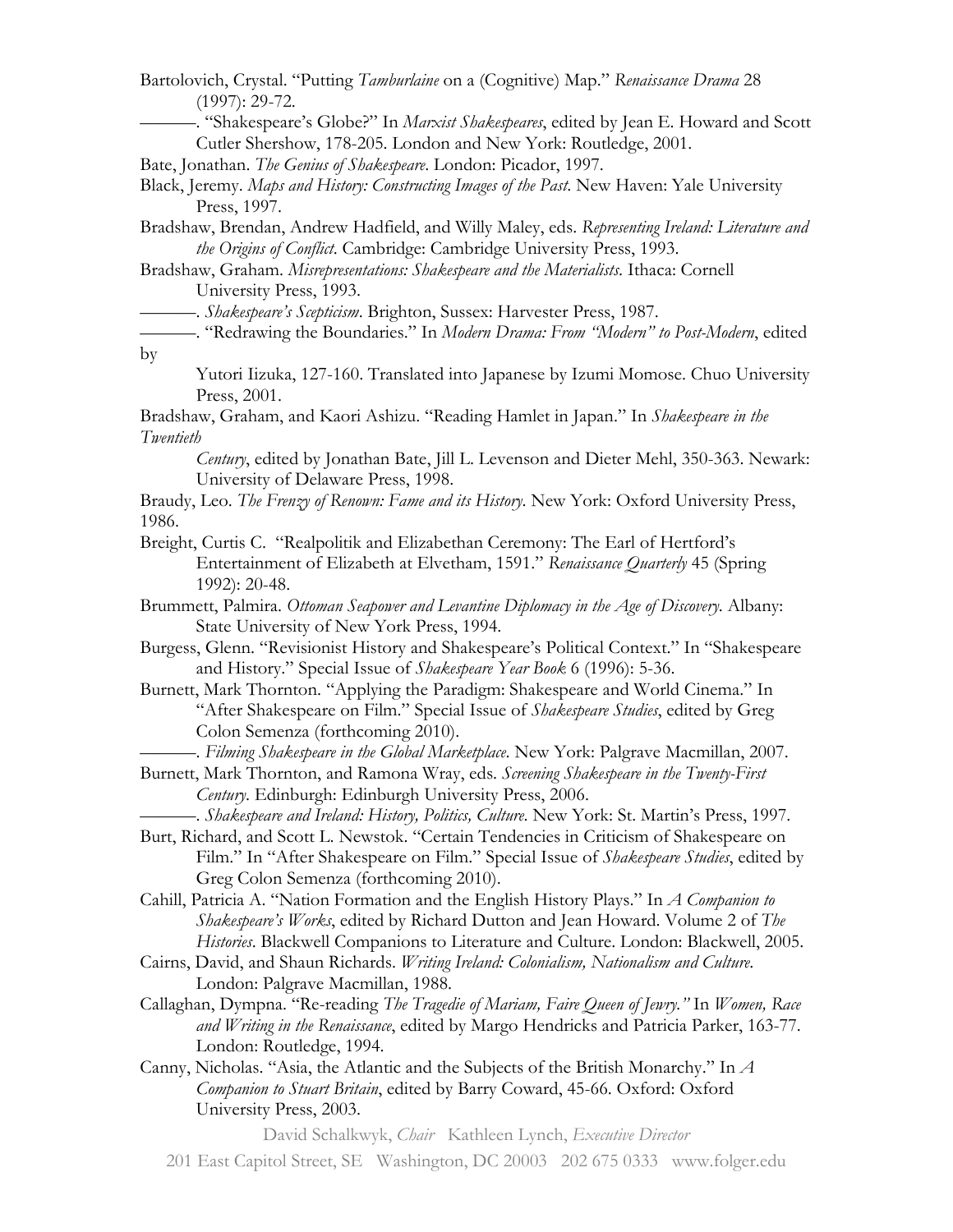Bartolovich, Crystal. "Putting *Tamburlaine* on a (Cognitive) Map." *Renaissance Drama* 28 (1997): 29-72.

———. "Shakespeare's Globe?" In *Marxist Shakespeares*, edited by Jean E. Howard and Scott Cutler Shershow, 178-205. London and New York: Routledge, 2001.

Bate, Jonathan. *The Genius of Shakespeare*. London: Picador, 1997.

Black, Jeremy. *Maps and History: Constructing Images of the Past*. New Haven: Yale University Press, 1997.

Bradshaw, Brendan, Andrew Hadfield, and Willy Maley, eds. *Representing Ireland: Literature and the Origins of Conflict*. Cambridge: Cambridge University Press, 1993.

Bradshaw, Graham. *Misrepresentations: Shakespeare and the Materialists*. Ithaca: Cornell University Press, 1993.

———. *Shakespeare's Scepticism*. Brighton, Sussex: Harvester Press, 1987.

———. "Redrawing the Boundaries." In *Modern Drama: From "Modern" to Post-Modern*, edited by Yutori Iizuka, 127-160. Translated into Japanese by Izumi Momose. Chuo University Press, 2001.

Bradshaw, Graham, and Kaori Ashizu. "Reading Hamlet in Japan." In *Shakespeare in the Twentieth Century*, edited by Jonathan Bate, Jill L. Levenson and Dieter Mehl, 350-363. Newark: University of Delaware Press, 1998.

Braudy, Leo. *The Frenzy of Renown: Fame and its History*. New York: Oxford University Press, 1986.

Breight, Curtis C. "Realpolitik and Elizabethan Ceremony: The Earl of Hertford's Entertainment of Elizabeth at Elvetham, 1591." *Renaissance Quarterly* 45 (Spring 1992): 20-48.

Brummett, Palmira. *Ottoman Seapower and Levantine Diplomacy in the Age of Discovery*. Albany: State University of New York Press, 1994.

Burgess, Glenn. "Revisionist History and Shakespeare's Political Context." In "Shakespeare and History." Special Issue of *Shakespeare Year Book* 6 (1996): 5-36.

Burnett, Mark Thornton. "Applying the Paradigm: Shakespeare and World Cinema." In "After Shakespeare on Film." Special Issue of *Shakespeare Studies*, edited by Greg Colon Semenza (forthcoming 2010).

———. *Filming Shakespeare in the Global Marketplace*. New York: Palgrave Macmillan, 2007.

Burnett, Mark Thornton, and Ramona Wray, eds. *Screening Shakespeare in the Twenty-First Century*. Edinburgh: Edinburgh University Press, 2006.

———. *Shakespeare and Ireland: History, Politics, Culture*. New York: St. Martin's Press, 1997.

Burt, Richard, and Scott L. Newstok. "Certain Tendencies in Criticism of Shakespeare on Film." In "After Shakespeare on Film." Special Issue of *Shakespeare Studies*, edited by Greg Colon Semenza (forthcoming 2010).

Cahill, Patricia A. "Nation Formation and the English History Plays." In *A Companion to Shakespeare's Works*, edited by Richard Dutton and Jean Howard. Volume 2 of *The Histories*. Blackwell Companions to Literature and Culture. London: Blackwell, 2005.

Cairns, David, and Shaun Richards. *Writing Ireland: Colonialism, Nationalism and Culture*. London: Palgrave Macmillan, 1988.

Callaghan, Dympna. "Re-reading *The Tragedie of Mariam, Faire Queen of Jewry.*" In *Women, Race and Writing in the Renaissance*, edited by Margo Hendricks and Patricia Parker, 163-77. London: Routledge, 1994.

Canny, Nicholas. "Asia, the Atlantic and the Subjects of the British Monarchy." In *A Companion to Stuart Britain*, edited by Barry Coward, 45-66. Oxford: Oxford University Press, 2003.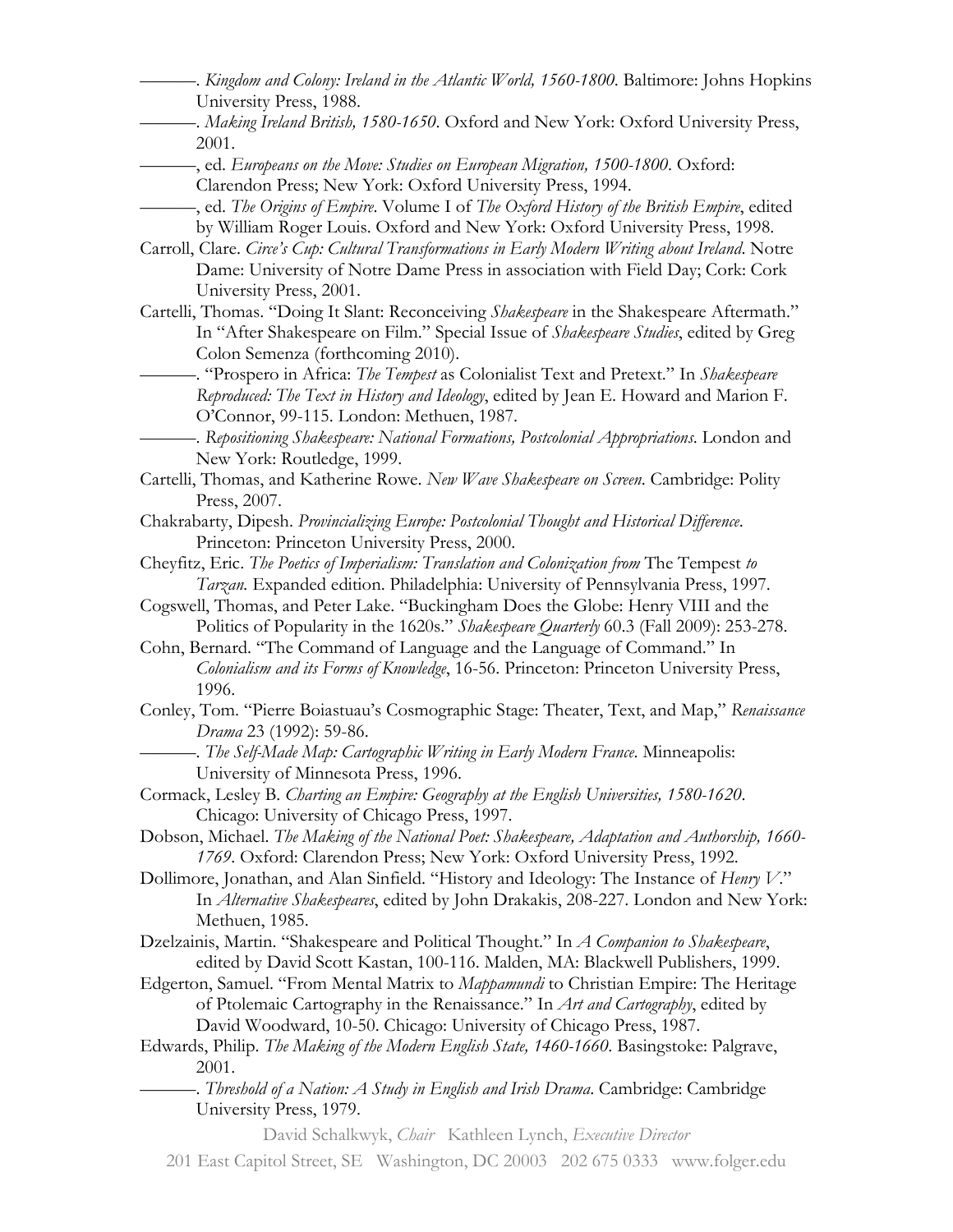———. *Kingdom and Colony: Ireland in the Atlantic World, 1560-1800*. Baltimore: Johns Hopkins University Press, 1988.

———. *Making Ireland British, 1580-1650*. Oxford and New York: Oxford University Press, 2001.

———, ed. *Europeans on the Move: Studies on European Migration, 1500-1800*. Oxford: Clarendon Press; New York: Oxford University Press, 1994.

———, ed. *The Origins of Empire*. Volume I of *The Oxford History of the British Empire*, edited by William Roger Louis. Oxford and New York: Oxford University Press, 1998.

Carroll, Clare. *Circe's Cup: Cultural Transformations in Early Modern Writing about Ireland*. Notre Dame: University of Notre Dame Press in association with Field Day; Cork: Cork University Press, 2001.

Cartelli, Thomas. "Doing It Slant: Reconceiving *Shakespeare* in the Shakespeare Aftermath." In "After Shakespeare on Film." Special Issue of *Shakespeare Studies*, edited by Greg Colon Semenza (forthcoming 2010).

———. "Prospero in Africa: *The Tempest* as Colonialist Text and Pretext." In *Shakespeare Reproduced: The Text in History and Ideology*, edited by Jean E. Howard and Marion F. O'Connor, 99-115. London: Methuen, 1987.

———. *Repositioning Shakespeare: National Formations, Postcolonial Appropriations*. London and New York: Routledge, 1999.

Cartelli, Thomas, and Katherine Rowe. *New Wave Shakespeare on Screen*. Cambridge: Polity Press, 2007.

Chakrabarty, Dipesh. *Provincializing Europe: Postcolonial Thought and Historical Difference*. Princeton: Princeton University Press, 2000.

Cheyfitz, Eric. *The Poetics of Imperialism: Translation and Colonization from* The Tempest *to Tarzan*. Expanded edition. Philadelphia: University of Pennsylvania Press, 1997.

Cogswell, Thomas, and Peter Lake. "Buckingham Does the Globe: Henry VIII and the Politics of Popularity in the 1620s." *Shakespeare Quarterly* 60.3 (Fall 2009): 253-278.

Cohn, Bernard. "The Command of Language and the Language of Command." In *Colonialism and its Forms of Knowledge*, 16-56. Princeton: Princeton University Press, 1996.

Conley, Tom. "Pierre Boiastuau's Cosmographic Stage: Theater, Text, and Map," *Renaissance Drama* 23 (1992): 59-86.

———. *The Self-Made Map: Cartographic Writing in Early Modern France*. Minneapolis: University of Minnesota Press, 1996.

Cormack, Lesley B. *Charting an Empire: Geography at the English Universities, 1580-1620*. Chicago: University of Chicago Press, 1997.

Dobson, Michael. *The Making of the National Poet: Shakespeare, Adaptation and Authorship, 1660-1769*. Oxford: Clarendon Press; New York: Oxford University Press, 1992.

Dollimore, Jonathan, and Alan Sinfield. "History and Ideology: The Instance of *Henry V*." In *Alternative Shakespeares*, edited by John Drakakis, 208-227. London and New York: Methuen, 1985.

Dzelzainis, Martin. "Shakespeare and Political Thought." In *A Companion to Shakespeare*, edited by David Scott Kastan, 100-116. Malden, MA: Blackwell Publishers, 1999.

Edgerton, Samuel. "From Mental Matrix to *Mappamundi* to Christian Empire: The Heritage of Ptolemaic Cartography in the Renaissance." In *Art and Cartography*, edited by David Woodward, 10-50. Chicago: University of Chicago Press, 1987.

Edwards, Philip. *The Making of the Modern English State, 1460-1660*. Basingstoke: Palgrave, 2001.

———. *Threshold of a Nation: A Study in English and Irish Drama*. Cambridge: Cambridge University Press, 1979.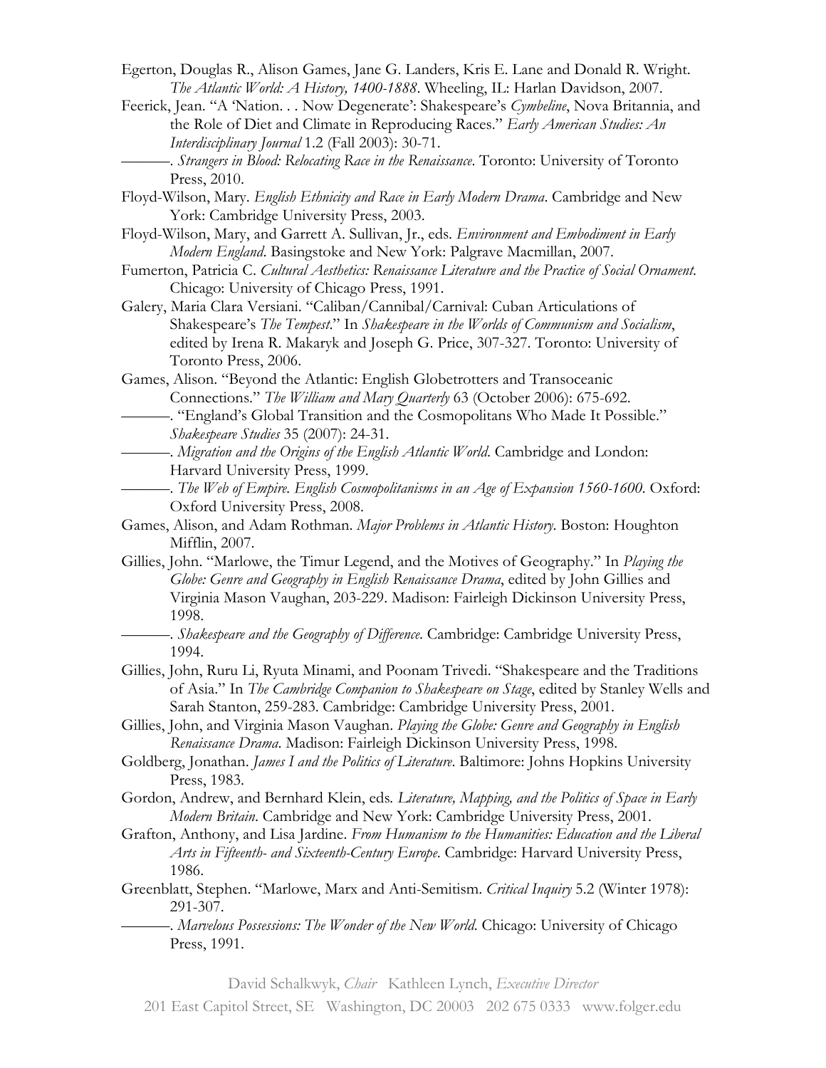Egerton, Douglas R., Alison Games, Jane G. Landers, Kris E. Lane and Donald R. Wright. *The Atlantic World: A History, 1400-1888*. Wheeling, IL: Harlan Davidson, 2007.

Feerick, Jean. "A 'Nation. . . Now Degenerate': Shakespeare's *Cymbeline*, Nova Britannia, and the Role of Diet and Climate in Reproducing Races." *Early American Studies: An Interdisciplinary Journal* 1.2 (Fall 2003): 30-71.

———. *Strangers in Blood: Relocating Race in the Renaissance*. Toronto: University of Toronto Press, 2010.

Floyd-Wilson, Mary. *English Ethnicity and Race in Early Modern Drama*. Cambridge and New York: Cambridge University Press, 2003.

Floyd-Wilson, Mary, and Garrett A. Sullivan, Jr., eds. *Environment and Embodiment in Early Modern England*. Basingstoke and New York: Palgrave Macmillan, 2007.

Fumerton, Patricia C. *Cultural Aesthetics: Renaissance Literature and the Practice of Social Ornament*. Chicago: University of Chicago Press, 1991.

Galery, Maria Clara Versiani. "Caliban/Cannibal/Carnival: Cuban Articulations of Shakespeare's *The Tempest*." In *Shakespeare in the Worlds of Communism and Socialism*, edited by Irena R. Makaryk and Joseph G. Price, 307-327. Toronto: University of Toronto Press, 2006.

Games, Alison. "Beyond the Atlantic: English Globetrotters and Transoceanic Connections." *The William and Mary Quarterly* 63 (October 2006): 675-692.

———. "England's Global Transition and the Cosmopolitans Who Made It Possible." *Shakespeare Studies* 35 (2007): 24-31.

———. *Migration and the Origins of the English Atlantic World*. Cambridge and London: Harvard University Press, 1999.

———. *The Web of Empire. English Cosmopolitanisms in an Age of Expansion 1560-1600*. Oxford: Oxford University Press, 2008.

Games, Alison, and Adam Rothman. *Major Problems in Atlantic History*. Boston: Houghton Mifflin, 2007.

Gillies, John. "Marlowe, the Timur Legend, and the Motives of Geography." In *Playing the Globe: Genre and Geography in English Renaissance Drama*, edited by John Gillies and Virginia Mason Vaughan, 203-229. Madison: Fairleigh Dickinson University Press, 1998.

———. *Shakespeare and the Geography of Difference*. Cambridge: Cambridge University Press, 1994.

Gillies, John, Ruru Li, Ryuta Minami, and Poonam Trivedi. "Shakespeare and the Traditions of Asia." In *The Cambridge Companion to Shakespeare on Stage*, edited by Stanley Wells and Sarah Stanton, 259-283. Cambridge: Cambridge University Press, 2001.

Gillies, John, and Virginia Mason Vaughan. *Playing the Globe: Genre and Geography in English Renaissance Drama*. Madison: Fairleigh Dickinson University Press, 1998.

Goldberg, Jonathan. *James I and the Politics of Literature*. Baltimore: Johns Hopkins University Press, 1983.

Gordon, Andrew, and Bernhard Klein, eds. *Literature, Mapping, and the Politics of Space in Early Modern Britain*. Cambridge and New York: Cambridge University Press, 2001.

Grafton, Anthony, and Lisa Jardine. *From Humanism to the Humanities: Education and the Liberal Arts in Fifteenth- and Sixteenth-Century Europe*. Cambridge: Harvard University Press, 1986.

Greenblatt, Stephen. "Marlowe, Marx and Anti-Semitism. *Critical Inquiry* 5.2 (Winter 1978): 291-307.

———. *Marvelous Possessions: The Wonder of the New World*. Chicago: University of Chicago Press, 1991.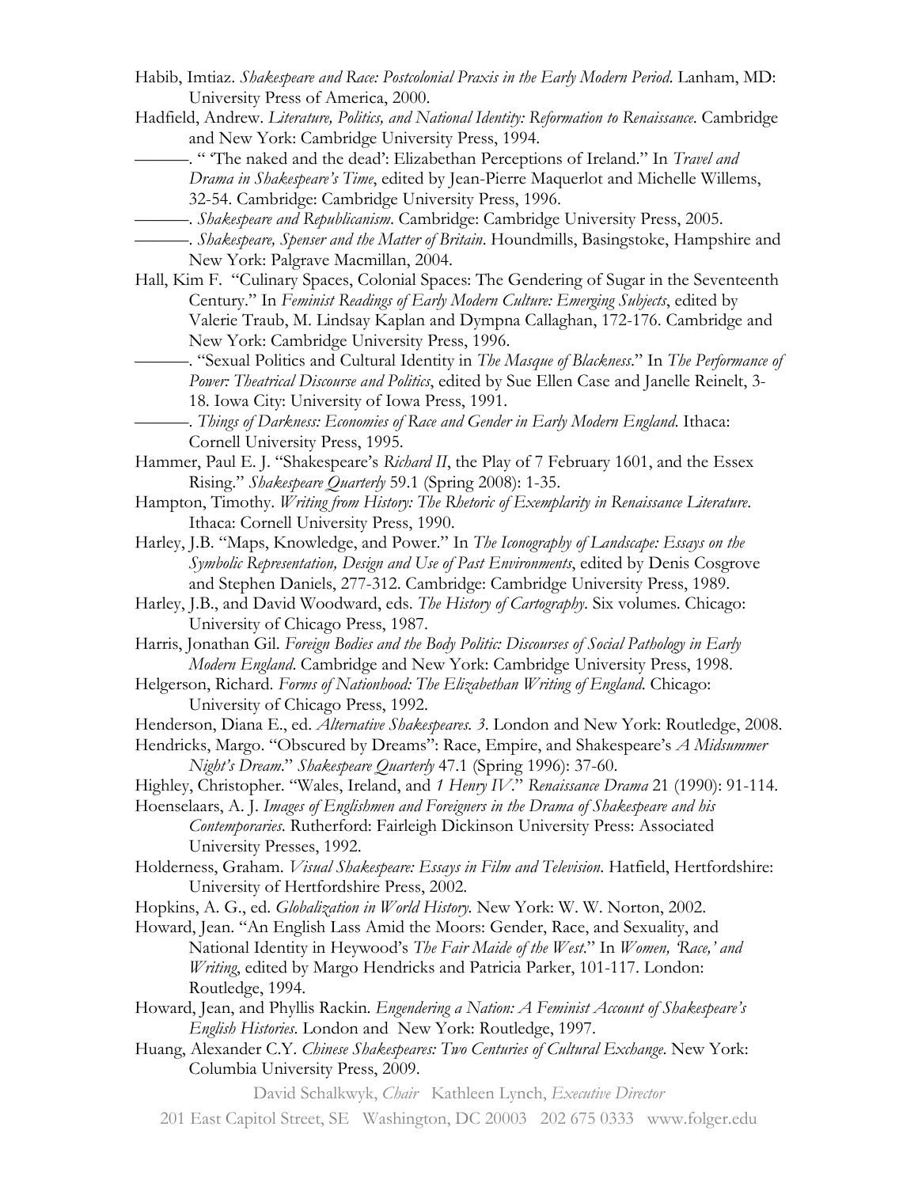Habib, Imtiaz. *Shakespeare and Race: Postcolonial Praxis in the Early Modern Period*. Lanham, MD: University Press of America, 2000.

Hadfield, Andrew. *Literature, Politics, and National Identity: Reformation to Renaissance*. Cambridge and New York: Cambridge University Press, 1994.

———. " 'The naked and the dead': Elizabethan Perceptions of Ireland." In *Travel and Drama in Shakespeare's Time*, edited by Jean-Pierre Maquerlot and Michelle Willems, 32-54. Cambridge: Cambridge University Press, 1996.

———. *Shakespeare and Republicanism*. Cambridge: Cambridge University Press, 2005.

———. *Shakespeare, Spenser and the Matter of Britain*. Houndmills, Basingstoke, Hampshire and New York: Palgrave Macmillan, 2004.

Hall, Kim F. "Culinary Spaces, Colonial Spaces: The Gendering of Sugar in the Seventeenth Century." In *Feminist Readings of Early Modern Culture: Emerging Subjects*, edited by Valerie Traub, M. Lindsay Kaplan and Dympna Callaghan, 172-176. Cambridge and New York: Cambridge University Press, 1996.

———. "Sexual Politics and Cultural Identity in *The Masque of Blackness*." In *The Performance of Power: Theatrical Discourse and Politics*, edited by Sue Ellen Case and Janelle Reinelt, 3-18. Iowa City: University of Iowa Press, 1991.

———. *Things of Darkness: Economies of Race and Gender in Early Modern England*. Ithaca: Cornell University Press, 1995.

Hammer, Paul E. J. "Shakespeare's *Richard II*, the Play of 7 February 1601, and the Essex Rising." *Shakespeare Quarterly* 59.1 (Spring 2008): 1-35.

Hampton, Timothy. *Writing from History: The Rhetoric of Exemplarity in Renaissance Literature*. Ithaca: Cornell University Press, 1990.

Harley, J.B. "Maps, Knowledge, and Power." In *The Iconography of Landscape: Essays on the Symbolic Representation, Design and Use of Past Environments*, edited by Denis Cosgrove and Stephen Daniels, 277-312. Cambridge: Cambridge University Press, 1989.

Harley, J.B., and David Woodward, eds. *The History of Cartography*. Six volumes. Chicago: University of Chicago Press, 1987.

Harris, Jonathan Gil. *Foreign Bodies and the Body Politic: Discourses of Social Pathology in Early Modern England*. Cambridge and New York: Cambridge University Press, 1998.

Helgerson, Richard. *Forms of Nationhood: The Elizabethan Writing of England*. Chicago: University of Chicago Press, 1992.

Henderson, Diana E., ed. *Alternative Shakespeares. 3*. London and New York: Routledge, 2008.

Hendricks, Margo. "Obscured by Dreams": Race, Empire, and Shakespeare's *A Midsummer Night's Dream*." *Shakespeare Quarterly* 47.1 (Spring 1996): 37-60.

Highley, Christopher. "Wales, Ireland, and *1 Henry IV*." *Renaissance Drama* 21 (1990): 91-114.

Hoenselaars, A. J. *Images of Englishmen and Foreigners in the Drama of Shakespeare and his Contemporaries*. Rutherford: Fairleigh Dickinson University Press: Associated University Presses, 1992.

Holderness, Graham. *Visual Shakespeare: Essays in Film and Television*. Hatfield, Hertfordshire: University of Hertfordshire Press, 2002.

Hopkins, A. G., ed. *Globalization in World History.* New York: W. W. Norton, 2002.

Howard, Jean. "An English Lass Amid the Moors: Gender, Race, and Sexuality, and National Identity in Heywood's *The Fair Maide of the West*." In *Women, 'Race,' and Writing*, edited by Margo Hendricks and Patricia Parker, 101-117. London: Routledge, 1994.

Howard, Jean, and Phyllis Rackin. *Engendering a Nation: A Feminist Account of Shakespeare's English Histories*. London and New York: Routledge, 1997.

Huang, Alexander C.Y. *Chinese Shakespeares: Two Centuries of Cultural Exchange.* New York: Columbia University Press, 2009.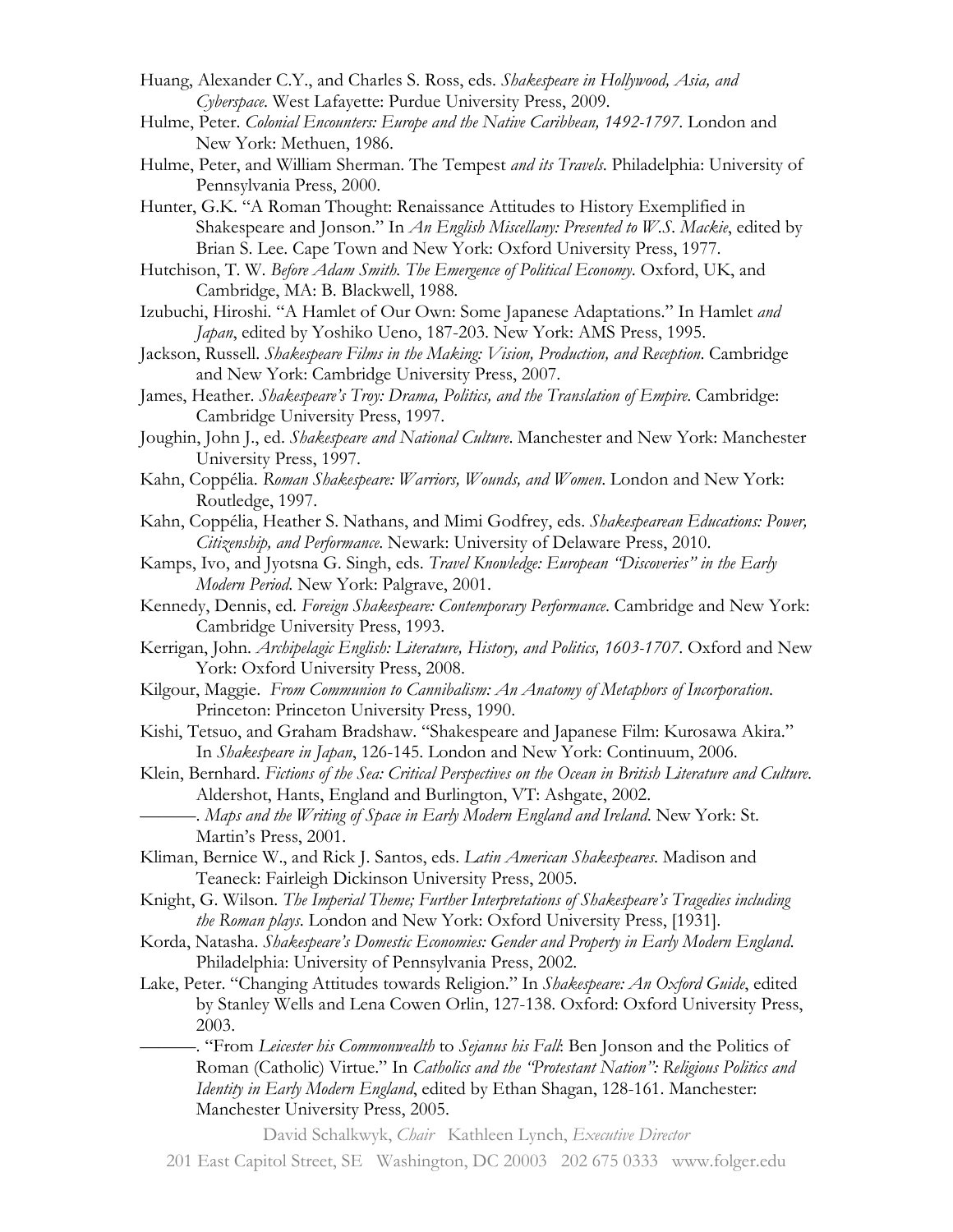Huang, Alexander C.Y., and Charles S. Ross, eds. *Shakespeare in Hollywood, Asia, and Cyberspace*. West Lafayette: Purdue University Press, 2009.

Hulme, Peter. *Colonial Encounters: Europe and the Native Caribbean, 1492-1797*. London and New York: Methuen, 1986.

Hulme, Peter, and William Sherman. The Tempest *and its Travels*. Philadelphia: University of Pennsylvania Press, 2000.

Hunter, G.K. "A Roman Thought: Renaissance Attitudes to History Exemplified in Shakespeare and Jonson." In *An English Miscellany: Presented to W.S. Mackie*, edited by Brian S. Lee. Cape Town and New York: Oxford University Press, 1977.

Hutchison, T. W. *Before Adam Smith. The Emergence of Political Economy*. Oxford, UK, and Cambridge, MA: B. Blackwell, 1988.

Izubuchi, Hiroshi. "A Hamlet of Our Own: Some Japanese Adaptations." In Hamlet *and Japan*, edited by Yoshiko Ueno, 187-203. New York: AMS Press, 1995.

Jackson, Russell. *Shakespeare Films in the Making: Vision, Production, and Reception*. Cambridge and New York: Cambridge University Press, 2007.

James, Heather. *Shakespeare's Troy: Drama, Politics, and the Translation of Empire*. Cambridge: Cambridge University Press, 1997.

Joughin, John J., ed. *Shakespeare and National Culture*. Manchester and New York: Manchester University Press, 1997.

Kahn, Coppélia. *Roman Shakespeare: Warriors, Wounds, and Women*. London and New York: Routledge, 1997.

Kahn, Coppélia, Heather S. Nathans, and Mimi Godfrey, eds. *Shakespearean Educations: Power, Citizenship, and Performance*. Newark: University of Delaware Press, 2010.

Kamps, Ivo, and Jyotsna G. Singh, eds. *Travel Knowledge: European "Discoveries" in the Early Modern Period*. New York: Palgrave, 2001.

Kennedy, Dennis, ed. *Foreign Shakespeare: Contemporary Performance*. Cambridge and New York: Cambridge University Press, 1993.

Kerrigan, John. *Archipelagic English: Literature, History, and Politics, 1603-1707*. Oxford and New York: Oxford University Press, 2008.

Kilgour, Maggie. *From Communion to Cannibalism: An Anatomy of Metaphors of Incorporation*. Princeton: Princeton University Press, 1990.

Kishi, Tetsuo, and Graham Bradshaw. "Shakespeare and Japanese Film: Kurosawa Akira." In *Shakespeare in Japan*, 126-145. London and New York: Continuum, 2006.

Klein, Bernhard. *Fictions of the Sea: Critical Perspectives on the Ocean in British Literature and Culture*. Aldershot, Hants, England and Burlington, VT: Ashgate, 2002.

———. *Maps and the Writing of Space in Early Modern England and Ireland*. New York: St. Martin's Press, 2001.

Kliman, Bernice W., and Rick J. Santos, eds. *Latin American Shakespeares*. Madison and Teaneck: Fairleigh Dickinson University Press, 2005.

Knight, G. Wilson. *The Imperial Theme; Further Interpretations of Shakespeare's Tragedies including the Roman plays*. London and New York: Oxford University Press, [1931].

Korda, Natasha. *Shakespeare's Domestic Economies: Gender and Property in Early Modern England*. Philadelphia: University of Pennsylvania Press, 2002.

Lake, Peter. "Changing Attitudes towards Religion." In *Shakespeare: An Oxford Guide*, edited by Stanley Wells and Lena Cowen Orlin, 127-138. Oxford: Oxford University Press, 2003.

———. "From *Leicester his Commonwealth* to *Sejanus his Fall*: Ben Jonson and the Politics of Roman (Catholic) Virtue." In *Catholics and the "Protestant Nation": Religious Politics and Identity in Early Modern England*, edited by Ethan Shagan, 128-161. Manchester: Manchester University Press, 2005.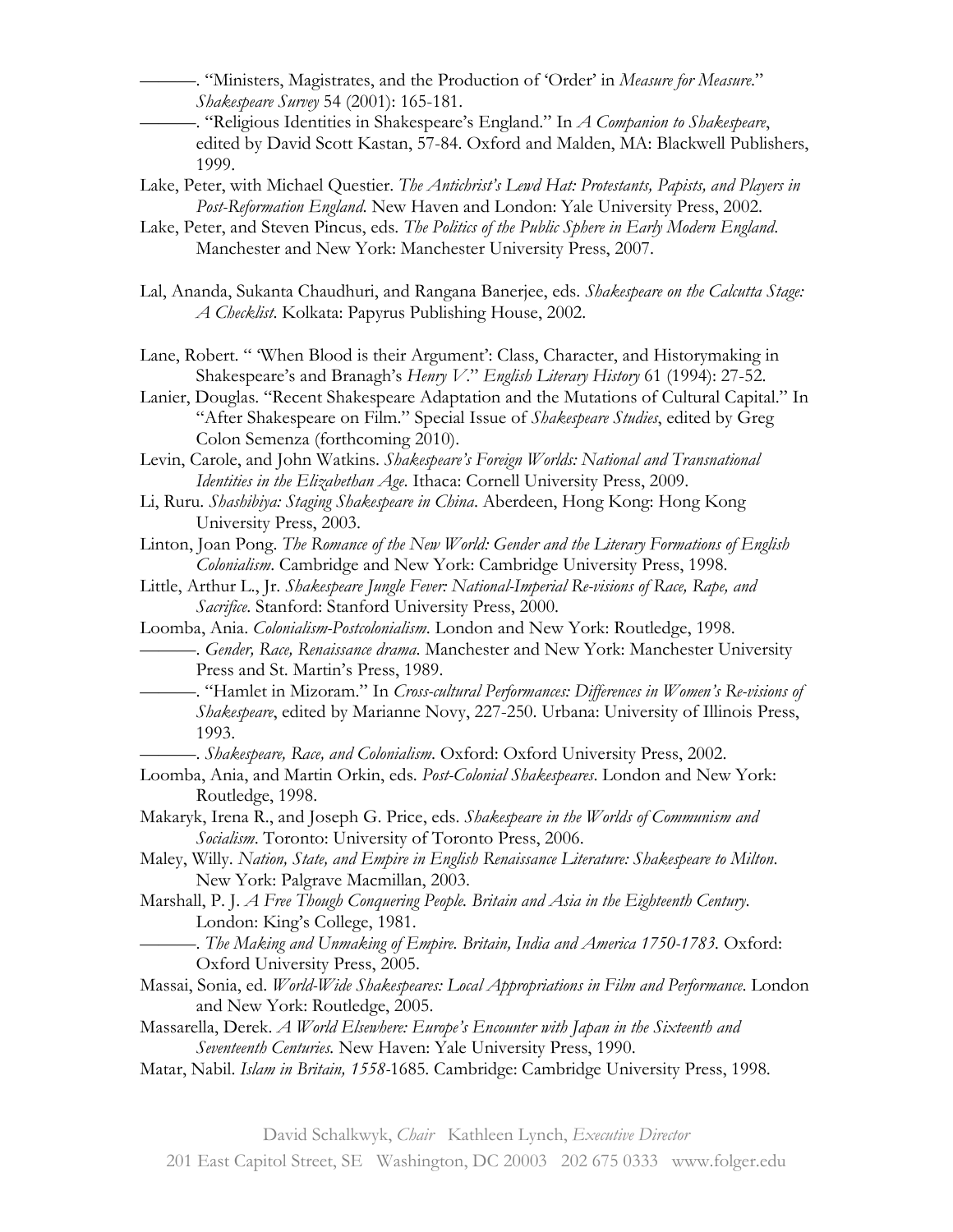———. "Ministers, Magistrates, and the Production of 'Order' in *Measure for Measure*." *Shakespeare Survey* 54 (2001): 165-181.

———. "Religious Identities in Shakespeare's England." In *A Companion to Shakespeare*, edited by David Scott Kastan, 57-84. Oxford and Malden, MA: Blackwell Publishers, 1999.

Lake, Peter, with Michael Questier. *The Antichrist's Lewd Hat: Protestants, Papists, and Players in Post-Reformation England*. New Haven and London: Yale University Press, 2002.

Lake, Peter, and Steven Pincus, eds. *The Politics of the Public Sphere in Early Modern England*. Manchester and New York: Manchester University Press, 2007.

Lal, Ananda, Sukanta Chaudhuri, and Rangana Banerjee, eds. *Shakespeare on the Calcutta Stage: A Checklist*. Kolkata: Papyrus Publishing House, 2002.

Lane, Robert. " 'When Blood is their Argument': Class, Character, and Historymaking in Shakespeare's and Branagh's *Henry V*." *English Literary History* 61 (1994): 27-52.

Lanier, Douglas. "Recent Shakespeare Adaptation and the Mutations of Cultural Capital." In "After Shakespeare on Film." Special Issue of *Shakespeare Studies*, edited by Greg Colon Semenza (forthcoming 2010).

Levin, Carole, and John Watkins. *Shakespeare's Foreign Worlds: National and Transnational Identities in the Elizabethan Age*. Ithaca: Cornell University Press, 2009.

Li, Ruru. *Shashibiya: Staging Shakespeare in China*. Aberdeen, Hong Kong: Hong Kong University Press, 2003.

Linton, Joan Pong. *The Romance of the New World: Gender and the Literary Formations of English Colonialism*. Cambridge and New York: Cambridge University Press, 1998.

Little, Arthur L., Jr. *Shakespeare Jungle Fever: National-Imperial Re-visions of Race, Rape, and Sacrifice*. Stanford: Stanford University Press, 2000.

Loomba, Ania. *Colonialism-Postcolonialism*. London and New York: Routledge, 1998.

———. *Gender, Race, Renaissance drama*. Manchester and New York: Manchester University Press and St. Martin's Press, 1989.

———. "Hamlet in Mizoram." In *Cross-cultural Performances: Differences in Women's Re-visions of Shakespeare*, edited by Marianne Novy, 227-250. Urbana: University of Illinois Press, 1993.

———. *Shakespeare, Race, and Colonialism*. Oxford: Oxford University Press, 2002.

Loomba, Ania, and Martin Orkin, eds. *Post-Colonial Shakespeares*. London and New York: Routledge, 1998.

Makaryk, Irena R., and Joseph G. Price, eds. *Shakespeare in the Worlds of Communism and Socialism*. Toronto: University of Toronto Press, 2006.

Maley, Willy. *Nation, State, and Empire in English Renaissance Literature: Shakespeare to Milton*. New York: Palgrave Macmillan, 2003.

Marshall, P. J. *A Free Though Conquering People. Britain and Asia in the Eighteenth Century*. London: King's College, 1981.

———. *The Making and Unmaking of Empire. Britain, India and America 1750-1783*. Oxford: Oxford University Press, 2005.

Massai, Sonia, ed. *World-Wide Shakespeares: Local Appropriations in Film and Performance*. London and New York: Routledge, 2005.

Massarella, Derek. *A World Elsewhere: Europe's Encounter with Japan in the Sixteenth and Seventeenth Centuries.* New Haven: Yale University Press, 1990.

Matar, Nabil. *Islam in Britain, 1558*-1685. Cambridge: Cambridge University Press, 1998.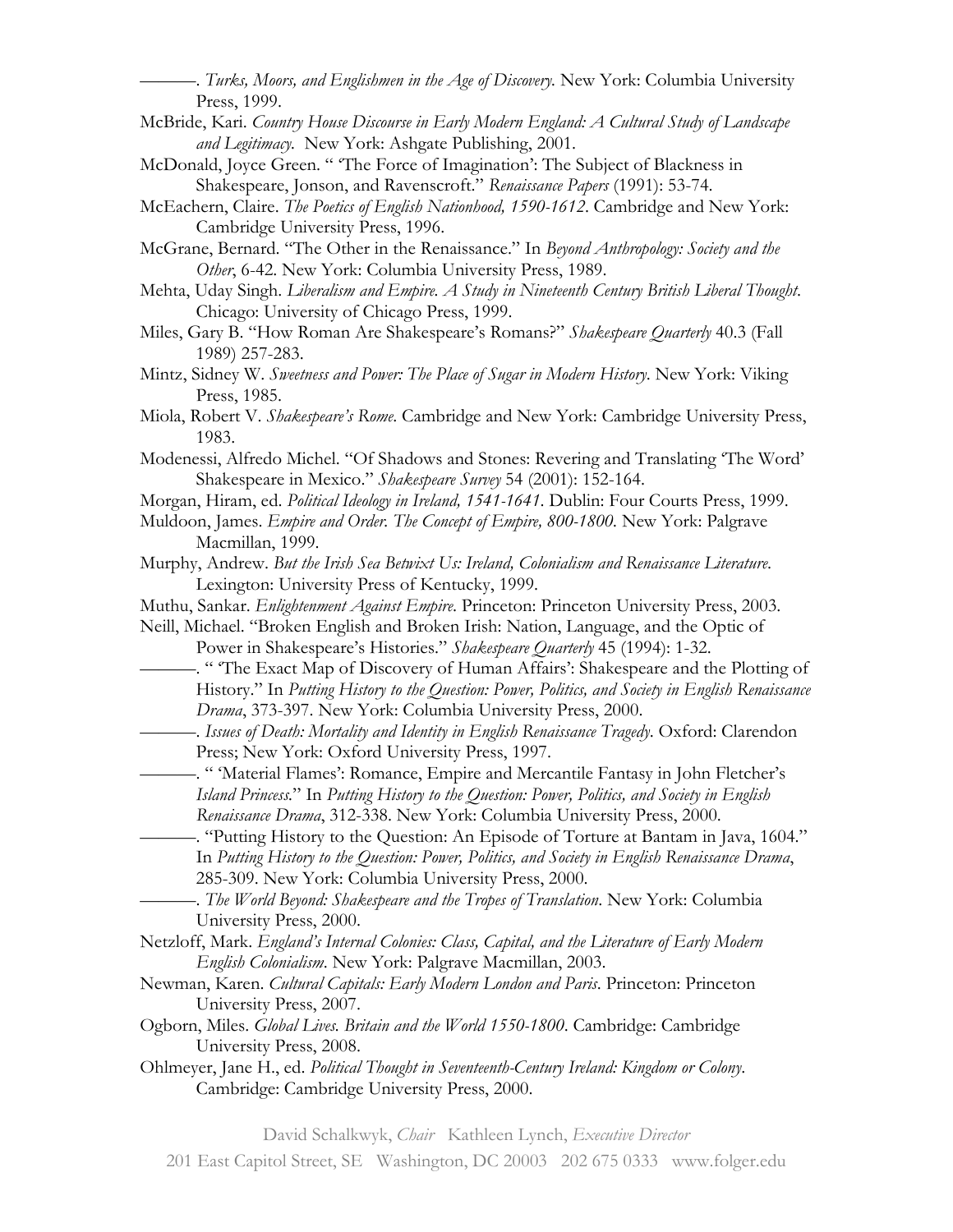———. *Turks, Moors, and Englishmen in the Age of Discovery.* New York: Columbia University Press, 1999.

McBride, Kari. *Country House Discourse in Early Modern England: A Cultural Study of Landscape and Legitimacy.* New York: Ashgate Publishing, 2001.

McDonald, Joyce Green. " 'The Force of Imagination': The Subject of Blackness in Shakespeare, Jonson, and Ravenscroft." *Renaissance Papers* (1991): 53-74.

McEachern, Claire. *The Poetics of English Nationhood, 1590-1612*. Cambridge and New York: Cambridge University Press, 1996.

McGrane, Bernard. "The Other in the Renaissance." In *Beyond Anthropology: Society and the Other*, 6-42. New York: Columbia University Press, 1989.

Mehta, Uday Singh. *Liberalism and Empire. A Study in Nineteenth Century British Liberal Thought*. Chicago: University of Chicago Press, 1999.

Miles, Gary B. "How Roman Are Shakespeare's Romans?" *Shakespeare Quarterly* 40.3 (Fall 1989) 257-283.

Mintz, Sidney W. *Sweetness and Power: The Place of Sugar in Modern History.* New York: Viking Press, 1985.

Miola, Robert V. *Shakespeare's Rome.* Cambridge and New York: Cambridge University Press, 1983.

Modenessi, Alfredo Michel. "Of Shadows and Stones: Revering and Translating 'The Word' Shakespeare in Mexico." *Shakespeare Survey* 54 (2001): 152-164.

Morgan, Hiram, ed. *Political Ideology in Ireland, 1541-1641*. Dublin: Four Courts Press, 1999.

Muldoon, James. *Empire and Order. The Concept of Empire, 800-1800.* New York: Palgrave Macmillan, 1999.

Murphy, Andrew. *But the Irish Sea Betwixt Us: Ireland, Colonialism and Renaissance Literature.* Lexington: University Press of Kentucky, 1999.

Muthu, Sankar. *Enlightenment Against Empire.* Princeton: Princeton University Press, 2003.

Neill, Michael. "Broken English and Broken Irish: Nation, Language, and the Optic of Power in Shakespeare's Histories." *Shakespeare Quarterly* 45 (1994): 1-32.

———. " 'The Exact Map of Discovery of Human Affairs': Shakespeare and the Plotting of History." In *Putting History to the Question: Power, Politics, and Society in English Renaissance Drama*, 373-397. New York: Columbia University Press, 2000.

———. *Issues of Death: Mortality and Identity in English Renaissance Tragedy.* Oxford: Clarendon Press; New York: Oxford University Press, 1997.

———. " 'Material Flames': Romance, Empire and Mercantile Fantasy in John Fletcher's *Island Princess.*" In *Putting History to the Question: Power, Politics, and Society in English Renaissance Drama*, 312-338. New York: Columbia University Press, 2000.

———. "Putting History to the Question: An Episode of Torture at Bantam in Java, 1604." In *Putting History to the Question: Power, Politics, and Society in English Renaissance Drama*, 285-309. New York: Columbia University Press, 2000.

———. *The World Beyond: Shakespeare and the Tropes of Translation*. New York: Columbia University Press, 2000.

Netzloff, Mark. *England's Internal Colonies: Class, Capital, and the Literature of Early Modern English Colonialism*. New York: Palgrave Macmillan, 2003.

Newman, Karen. *Cultural Capitals: Early Modern London and Paris.* Princeton: Princeton University Press, 2007.

Ogborn, Miles. *Global Lives. Britain and the World 1550-1800*. Cambridge: Cambridge University Press, 2008.

Ohlmeyer, Jane H., ed. *Political Thought in Seventeenth-Century Ireland: Kingdom or Colony*. Cambridge: Cambridge University Press, 2000.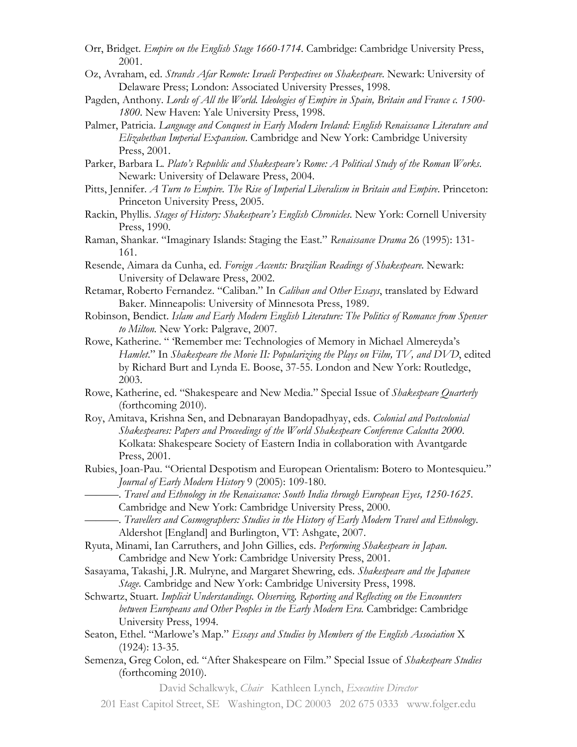Orr, Bridget. *Empire on the English Stage 1660-1714*. Cambridge: Cambridge University Press, 2001.

Oz, Avraham, ed. *Strands Afar Remote: Israeli Perspectives on Shakespeare*. Newark: University of Delaware Press; London: Associated University Presses, 1998.

Pagden, Anthony. *Lords of All the World. Ideologies of Empire in Spain, Britain and France c. 1500-1800*. New Haven: Yale University Press, 1998.

Palmer, Patricia. *Language and Conquest in Early Modern Ireland: English Renaissance Literature and Elizabethan Imperial Expansion*. Cambridge and New York: Cambridge University Press, 2001.

Parker, Barbara L. *Plato's Republic and Shakespeare's Rome: A Political Study of the Roman Works*. Newark: University of Delaware Press, 2004.

Pitts, Jennifer. *A Turn to Empire. The Rise of Imperial Liberalism in Britain and Empire*. Princeton: Princeton University Press, 2005.

Rackin, Phyllis. *Stages of History: Shakespeare's English Chronicles*. New York: Cornell University Press, 1990.

Raman, Shankar. "Imaginary Islands: Staging the East." *Renaissance Drama* 26 (1995): 131-161.

Resende, Aimara da Cunha, ed. *Foreign Accents: Brazilian Readings of Shakespeare*. Newark: University of Delaware Press, 2002.

Retamar, Roberto Fernandez. "Caliban." In *Caliban and Other Essays*, translated by Edward Baker. Minneapolis: University of Minnesota Press, 1989.

Robinson, Bendict. *Islam and Early Modern English Literature: The Politics of Romance from Spenser to Milton.* New York: Palgrave, 2007.

Rowe, Katherine. " 'Remember me: Technologies of Memory in Michael Almereyda's *Hamlet*." In *Shakespeare the Movie II: Popularizing the Plays on Film, TV, and DVD*, edited by Richard Burt and Lynda E. Boose, 37-55. London and New York: Routledge, 2003.

Rowe, Katherine, ed. "Shakespeare and New Media." Special Issue of *Shakespeare Quarterly* (forthcoming 2010).

Roy, Amitava, Krishna Sen, and Debnarayan Bandopadhyay, eds. *Colonial and Postcolonial Shakespeares: Papers and Proceedings of the World Shakespeare Conference Calcutta 2000*. Kolkata: Shakespeare Society of Eastern India in collaboration with Avantgarde Press, 2001.

Rubies, Joan-Pau. "Oriental Despotism and European Orientalism: Botero to Montesquieu." *Journal of Early Modern History* 9 (2005): 109-180.

———. *Travel and Ethnology in the Renaissance: South India through European Eyes, 1250-1625*. Cambridge and New York: Cambridge University Press, 2000.

———. *Travellers and Cosmographers: Studies in the History of Early Modern Travel and Ethnology*. Aldershot [England] and Burlington, VT: Ashgate, 2007.

Ryuta, Minami, Ian Carruthers, and John Gillies, eds. *Performing Shakespeare in Japan*. Cambridge and New York: Cambridge University Press, 2001.

Sasayama, Takashi, J.R. Mulryne, and Margaret Shewring, eds. *Shakespeare and the Japanese Stage*. Cambridge and New York: Cambridge University Press, 1998.

Schwartz, Stuart. *Implicit Understandings. Observing, Reporting and Reflecting on the Encounters between Europeans and Other Peoples in the Early Modern Era.* Cambridge: Cambridge University Press, 1994.

Seaton, Ethel. "Marlowe's Map." *Essays and Studies by Members of the English Association* X (1924): 13-35.

Semenza, Greg Colon, ed. "After Shakespeare on Film." Special Issue of *Shakespeare Studies* (forthcoming 2010).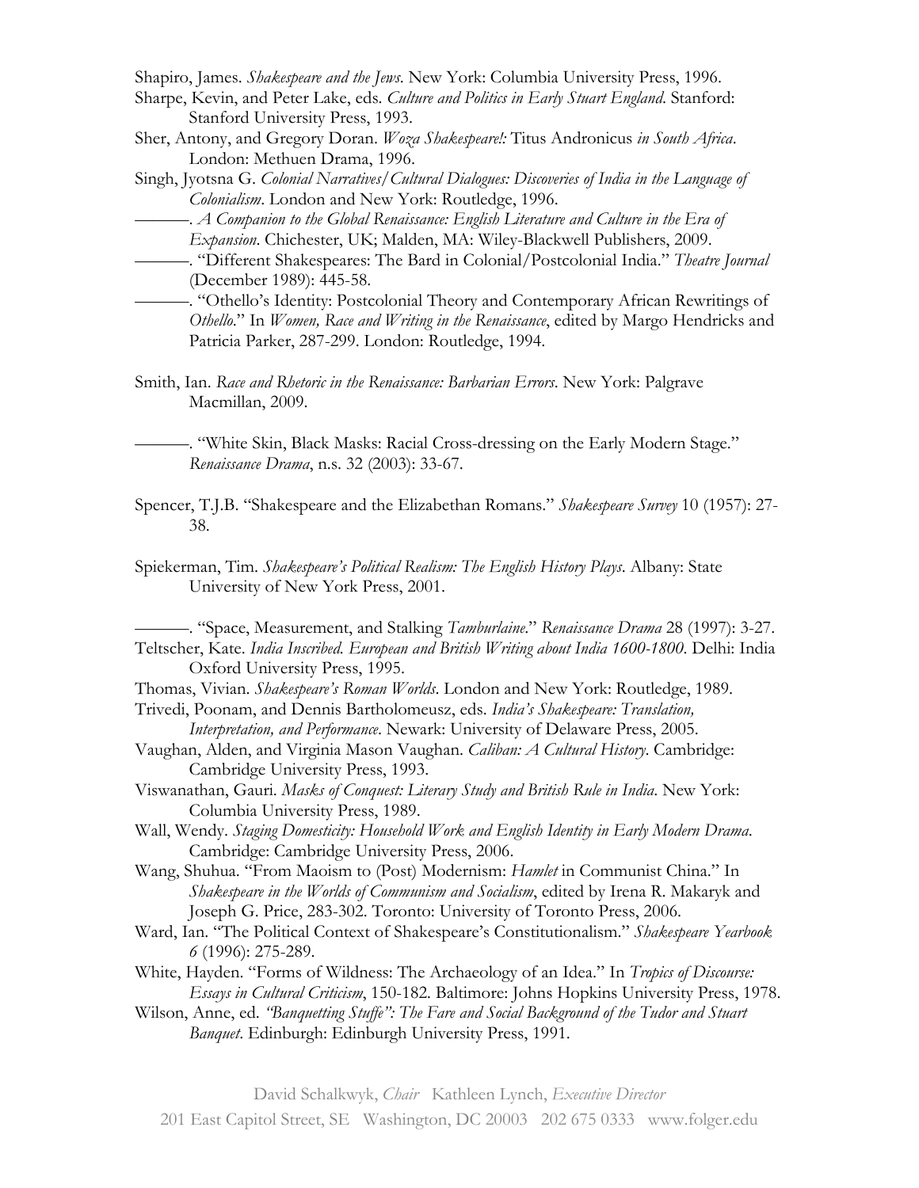Shapiro, James. *Shakespeare and the Jews*. New York: Columbia University Press, 1996.

Sharpe, Kevin, and Peter Lake, eds. *Culture and Politics in Early Stuart England*. Stanford: Stanford University Press, 1993.

Sher, Antony, and Gregory Doran. *Woza Shakespeare!:* Titus Andronicus *in South Africa*. London: Methuen Drama, 1996.

Singh, Jyotsna G. *Colonial Narratives/Cultural Dialogues: Discoveries of India in the Language of Colonialism*. London and New York: Routledge, 1996.

———. *A Companion to the Global Renaissance: English Literature and Culture in the Era of Expansion*. Chichester, UK; Malden, MA: Wiley-Blackwell Publishers, 2009.

———. "Different Shakespeares: The Bard in Colonial/Postcolonial India." *Theatre Journal* (December 1989): 445-58.

———. "Othello's Identity: Postcolonial Theory and Contemporary African Rewritings of *Othello*." In *Women, Race and Writing in the Renaissance*, edited by Margo Hendricks and Patricia Parker, 287-299. London: Routledge, 1994.

Smith, Ian. *Race and Rhetoric in the Renaissance: Barbarian Errors*. New York: Palgrave Macmillan, 2009.

———. "White Skin, Black Masks: Racial Cross-dressing on the Early Modern Stage." *Renaissance Drama*, n.s. 32 (2003): 33-67.

Spencer, T.J.B. "Shakespeare and the Elizabethan Romans." *Shakespeare Survey* 10 (1957): 27-38.

Spiekerman, Tim. *Shakespeare's Political Realism: The English History Plays*. Albany: State University of New York Press, 2001.

———. "Space, Measurement, and Stalking *Tamburlaine*." *Renaissance Drama* 28 (1997): 3-27.

Teltscher, Kate. *India Inscribed. European and British Writing about India 1600-1800*. Delhi: India Oxford University Press, 1995.

Thomas, Vivian. *Shakespeare's Roman Worlds*. London and New York: Routledge, 1989.

Trivedi, Poonam, and Dennis Bartholomeusz, eds. *India's Shakespeare: Translation, Interpretation, and Performance*. Newark: University of Delaware Press, 2005.

Vaughan, Alden, and Virginia Mason Vaughan. *Caliban: A Cultural History*. Cambridge: Cambridge University Press, 1993.

Viswanathan, Gauri. *Masks of Conquest: Literary Study and British Rule in India*. New York: Columbia University Press, 1989.

Wall, Wendy. *Staging Domesticity: Household Work and English Identity in Early Modern Drama*. Cambridge: Cambridge University Press, 2006.

Wang, Shuhua. "From Maoism to (Post) Modernism: *Hamlet* in Communist China." In *Shakespeare in the Worlds of Communism and Socialism*, edited by Irena R. Makaryk and Joseph G. Price, 283-302. Toronto: University of Toronto Press, 2006.

Ward, Ian. "The Political Context of Shakespeare's Constitutionalism." *Shakespeare Yearbook 6* (1996): 275-289.

White, Hayden. "Forms of Wildness: The Archaeology of an Idea." In *Tropics of Discourse: Essays in Cultural Criticism*, 150-182. Baltimore: Johns Hopkins University Press, 1978.

Wilson, Anne, ed. *"Banquetting Stuffe": The Fare and Social Background of the Tudor and Stuart Banquet*. Edinburgh: Edinburgh University Press, 1991.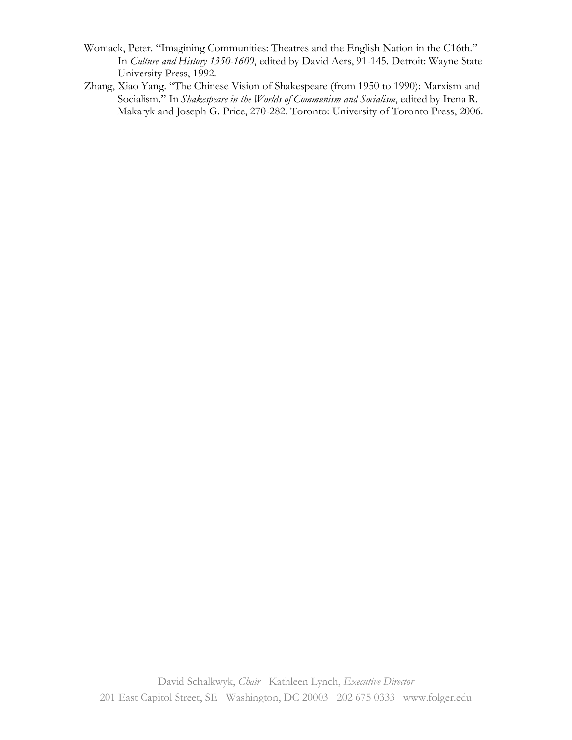Womack, Peter. "Imagining Communities: Theatres and the English Nation in the C16th." In *Culture and History 1350-1600*, edited by David Aers, 91-145. Detroit: Wayne State University Press, 1992.

Zhang, Xiao Yang. "The Chinese Vision of Shakespeare (from 1950 to 1990): Marxism and Socialism." In *Shakespeare in the Worlds of Communism and Socialism*, edited by Irena R. Makaryk and Joseph G. Price, 270-282. Toronto: University of Toronto Press, 2006.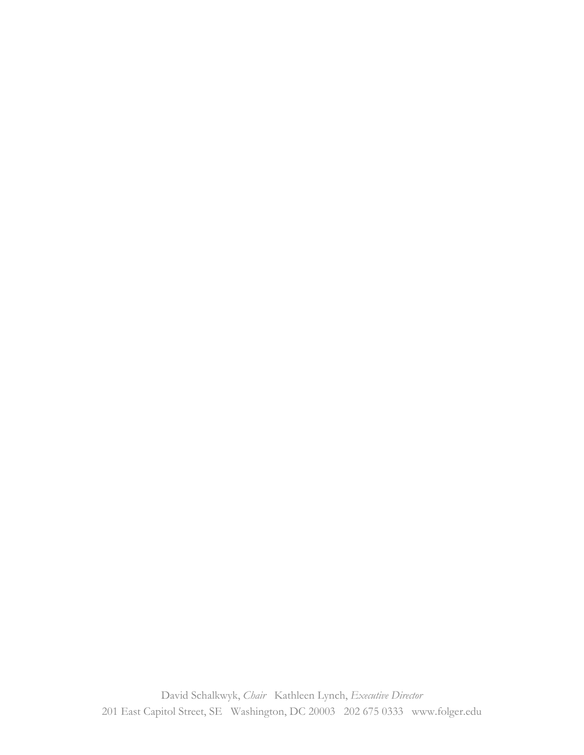David Schalkwyk, *Chair*   Kathleen Lynch, *Executive Director*
201 East Capitol Street, SE   Washington, DC 20003   202 675 0333   www.folger.edu